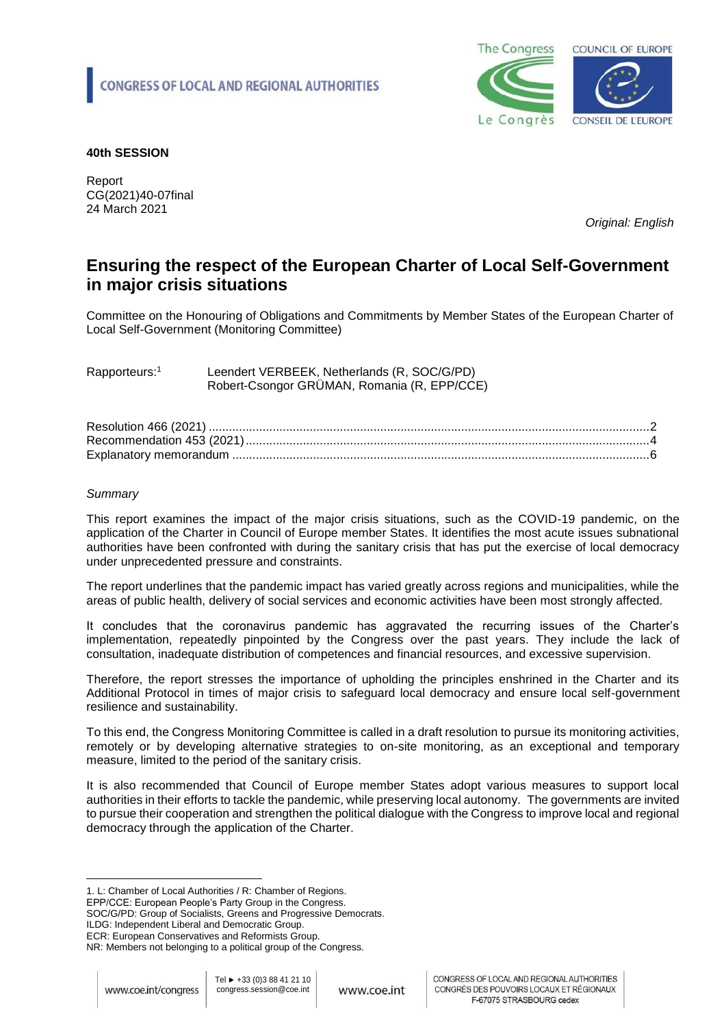**CONGRESS OF LOCAL AND REGIONAL AUTHORITIES**

**40th SESSION**

Report
CG(2021)40-07final
24 March 2021

*Original: English*

# Ensuring the respect of the European Charter of Local Self-Government in major crisis situations

Committee on the Honouring of Obligations and Commitments by Member States of the European Charter of Local Self-Government (Monitoring Committee)

Rapporteurs:[1] Leendert VERBEEK, Netherlands (R, SOC/G/PD)
Robert-Csongor GRÜMAN, Romania (R, EPP/CCE)

Resolution 466 (2021) .... 2
Recommendation 453 (2021) .... 4
Explanatory memorandum .... 6

*Summary*

This report examines the impact of the major crisis situations, such as the COVID-19 pandemic, on the application of the Charter in Council of Europe member States. It identifies the most acute issues subnational authorities have been confronted with during the sanitary crisis that has put the exercise of local democracy under unprecedented pressure and constraints.

The report underlines that the pandemic impact has varied greatly across regions and municipalities, while the areas of public health, delivery of social services and economic activities have been most strongly affected.

It concludes that the coronavirus pandemic has aggravated the recurring issues of the Charter's implementation, repeatedly pinpointed by the Congress over the past years. They include the lack of consultation, inadequate distribution of competences and financial resources, and excessive supervision.

Therefore, the report stresses the importance of upholding the principles enshrined in the Charter and its Additional Protocol in times of major crisis to safeguard local democracy and ensure local self-government resilience and sustainability.

To this end, the Congress Monitoring Committee is called in a draft resolution to pursue its monitoring activities, remotely or by developing alternative strategies to on-site monitoring, as an exceptional and temporary measure, limited to the period of the sanitary crisis.

It is also recommended that Council of Europe member States adopt various measures to support local authorities in their efforts to tackle the pandemic, while preserving local autonomy. The governments are invited to pursue their cooperation and strengthen the political dialogue with the Congress to improve local and regional democracy through the application of the Charter.

---

1. L: Chamber of Local Authorities / R: Chamber of Regions.
EPP/CCE: European People's Party Group in the Congress.
SOC/G/PD: Group of Socialists, Greens and Progressive Democrats.
ILDG: Independent Liberal and Democratic Group.
ECR: European Conservatives and Reformists Group.
NR: Members not belonging to a political group of the Congress.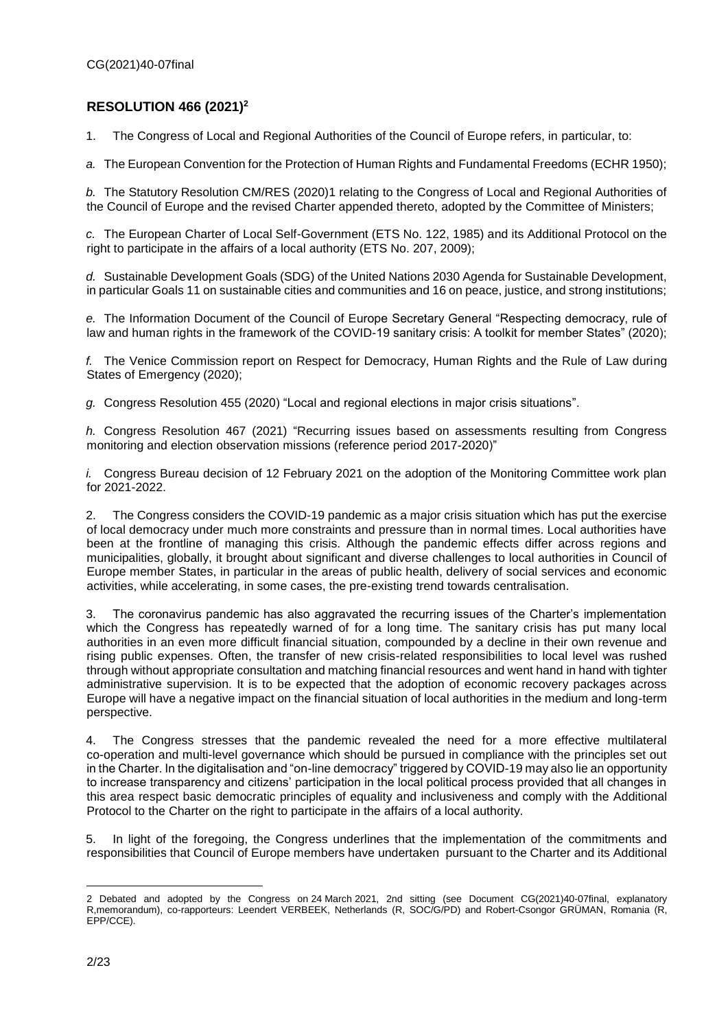## RESOLUTION 466 (2021)[2]

1. The Congress of Local and Regional Authorities of the Council of Europe refers, in particular, to:

*a.* The European Convention for the Protection of Human Rights and Fundamental Freedoms (ECHR 1950);

*b.* The Statutory Resolution CM/RES (2020)1 relating to the Congress of Local and Regional Authorities of the Council of Europe and the revised Charter appended thereto, adopted by the Committee of Ministers;

*c.* The European Charter of Local Self-Government (ETS No. 122, 1985) and its Additional Protocol on the right to participate in the affairs of a local authority (ETS No. 207, 2009);

*d.* Sustainable Development Goals (SDG) of the United Nations 2030 Agenda for Sustainable Development, in particular Goals 11 on sustainable cities and communities and 16 on peace, justice, and strong institutions;

*e.* The Information Document of the Council of Europe Secretary General "Respecting democracy, rule of law and human rights in the framework of the COVID-19 sanitary crisis: A toolkit for member States" (2020);

*f.* The Venice Commission report on Respect for Democracy, Human Rights and the Rule of Law during States of Emergency (2020);

*g.* Congress Resolution 455 (2020) "Local and regional elections in major crisis situations".

*h.* Congress Resolution 467 (2021) "Recurring issues based on assessments resulting from Congress monitoring and election observation missions (reference period 2017-2020)"

*i.* Congress Bureau decision of 12 February 2021 on the adoption of the Monitoring Committee work plan for 2021-2022.

2. The Congress considers the COVID-19 pandemic as a major crisis situation which has put the exercise of local democracy under much more constraints and pressure than in normal times. Local authorities have been at the frontline of managing this crisis. Although the pandemic effects differ across regions and municipalities, globally, it brought about significant and diverse challenges to local authorities in Council of Europe member States, in particular in the areas of public health, delivery of social services and economic activities, while accelerating, in some cases, the pre-existing trend towards centralisation.

3. The coronavirus pandemic has also aggravated the recurring issues of the Charter's implementation which the Congress has repeatedly warned of for a long time. The sanitary crisis has put many local authorities in an even more difficult financial situation, compounded by a decline in their own revenue and rising public expenses. Often, the transfer of new crisis-related responsibilities to local level was rushed through without appropriate consultation and matching financial resources and went hand in hand with tighter administrative supervision. It is to be expected that the adoption of economic recovery packages across Europe will have a negative impact on the financial situation of local authorities in the medium and long-term perspective.

4. The Congress stresses that the pandemic revealed the need for a more effective multilateral co-operation and multi-level governance which should be pursued in compliance with the principles set out in the Charter. In the digitalisation and "on-line democracy" triggered by COVID-19 may also lie an opportunity to increase transparency and citizens' participation in the local political process provided that all changes in this area respect basic democratic principles of equality and inclusiveness and comply with the Additional Protocol to the Charter on the right to participate in the affairs of a local authority.

5. In light of the foregoing, the Congress underlines that the implementation of the commitments and responsibilities that Council of Europe members have undertaken pursuant to the Charter and its Additional

---

2 Debated and adopted by the Congress on 24 March 2021, 2nd sitting (see Document CG(2021)40-07final, explanatory R,memorandum), co-rapporteurs: Leendert VERBEEK, Netherlands (R, SOC/G/PD) and Robert-Csongor GRÜMAN, Romania (R, EPP/CCE).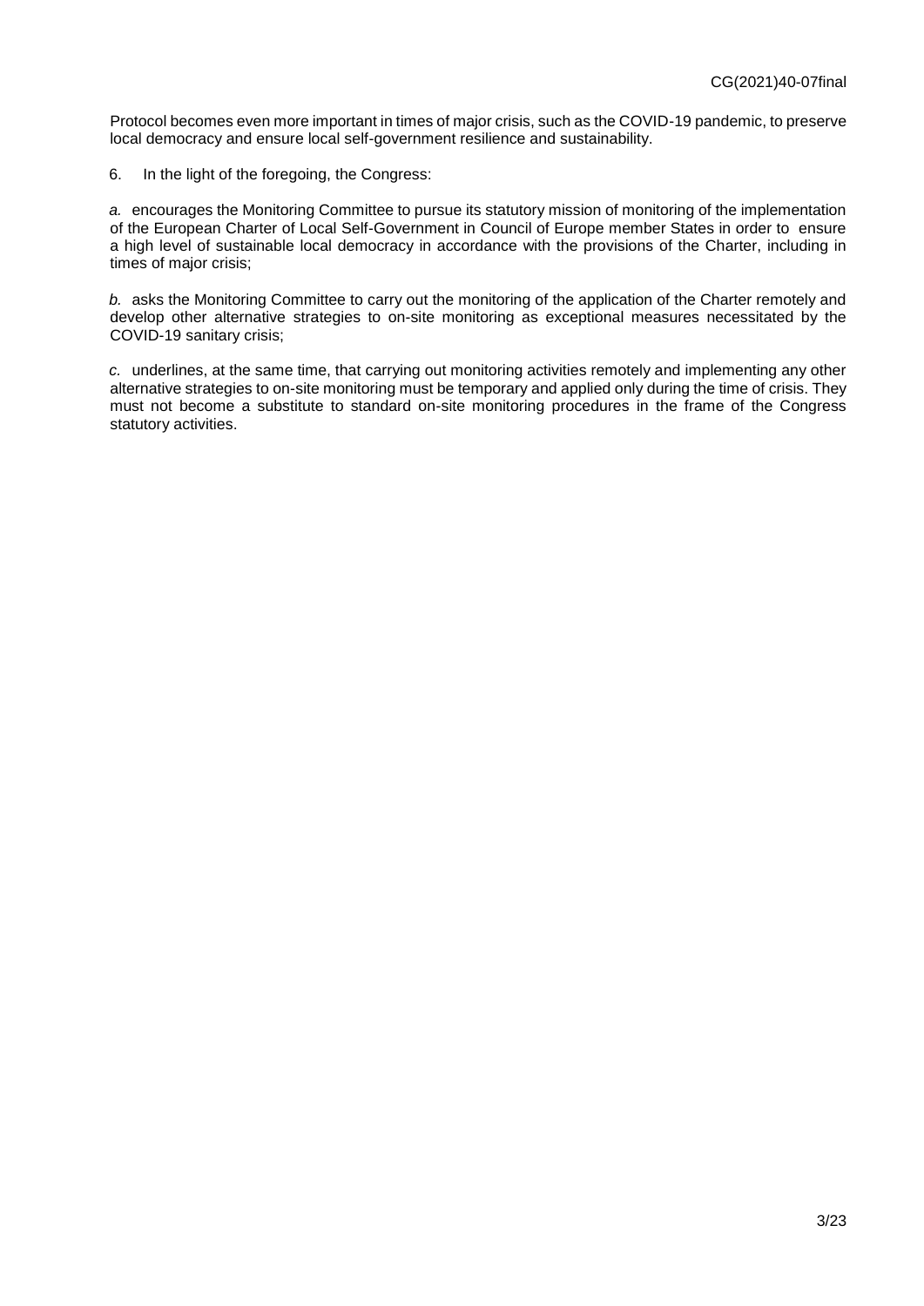Protocol becomes even more important in times of major crisis, such as the COVID-19 pandemic, to preserve local democracy and ensure local self-government resilience and sustainability.

6. In the light of the foregoing, the Congress:

*a.* encourages the Monitoring Committee to pursue its statutory mission of monitoring of the implementation of the European Charter of Local Self-Government in Council of Europe member States in order to ensure a high level of sustainable local democracy in accordance with the provisions of the Charter, including in times of major crisis;

*b.* asks the Monitoring Committee to carry out the monitoring of the application of the Charter remotely and develop other alternative strategies to on-site monitoring as exceptional measures necessitated by the COVID-19 sanitary crisis;

*c.* underlines, at the same time, that carrying out monitoring activities remotely and implementing any other alternative strategies to on-site monitoring must be temporary and applied only during the time of crisis. They must not become a substitute to standard on-site monitoring procedures in the frame of the Congress statutory activities.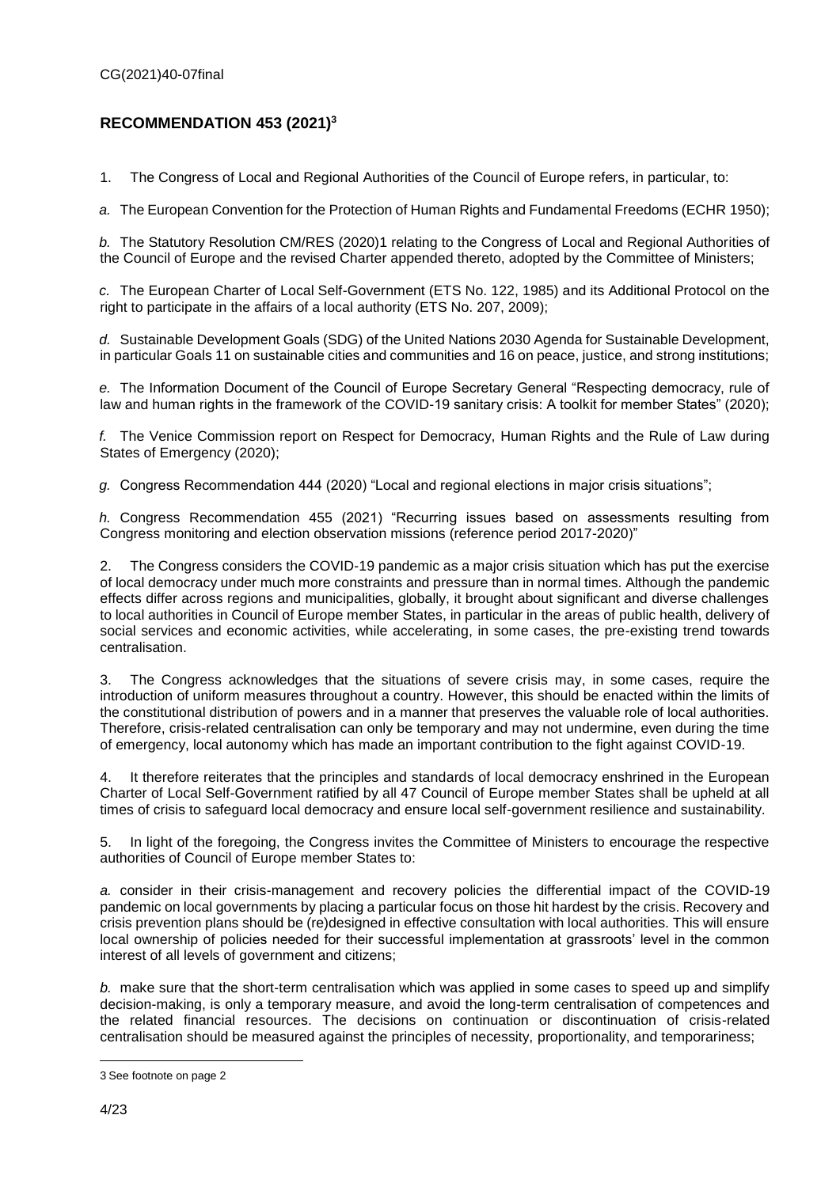## RECOMMENDATION 453 (2021)[3]

1. The Congress of Local and Regional Authorities of the Council of Europe refers, in particular, to:

*a.* The European Convention for the Protection of Human Rights and Fundamental Freedoms (ECHR 1950);

*b.* The Statutory Resolution CM/RES (2020)1 relating to the Congress of Local and Regional Authorities of the Council of Europe and the revised Charter appended thereto, adopted by the Committee of Ministers;

*c.* The European Charter of Local Self-Government (ETS No. 122, 1985) and its Additional Protocol on the right to participate in the affairs of a local authority (ETS No. 207, 2009);

*d.* Sustainable Development Goals (SDG) of the United Nations 2030 Agenda for Sustainable Development, in particular Goals 11 on sustainable cities and communities and 16 on peace, justice, and strong institutions;

*e.* The Information Document of the Council of Europe Secretary General "Respecting democracy, rule of law and human rights in the framework of the COVID-19 sanitary crisis: A toolkit for member States" (2020);

*f.* The Venice Commission report on Respect for Democracy, Human Rights and the Rule of Law during States of Emergency (2020);

*g.* Congress Recommendation 444 (2020) "Local and regional elections in major crisis situations";

*h.* Congress Recommendation 455 (2021) "Recurring issues based on assessments resulting from Congress monitoring and election observation missions (reference period 2017-2020)"

2. The Congress considers the COVID-19 pandemic as a major crisis situation which has put the exercise of local democracy under much more constraints and pressure than in normal times. Although the pandemic effects differ across regions and municipalities, globally, it brought about significant and diverse challenges to local authorities in Council of Europe member States, in particular in the areas of public health, delivery of social services and economic activities, while accelerating, in some cases, the pre-existing trend towards centralisation.

3. The Congress acknowledges that the situations of severe crisis may, in some cases, require the introduction of uniform measures throughout a country. However, this should be enacted within the limits of the constitutional distribution of powers and in a manner that preserves the valuable role of local authorities. Therefore, crisis-related centralisation can only be temporary and may not undermine, even during the time of emergency, local autonomy which has made an important contribution to the fight against COVID-19.

4. It therefore reiterates that the principles and standards of local democracy enshrined in the European Charter of Local Self-Government ratified by all 47 Council of Europe member States shall be upheld at all times of crisis to safeguard local democracy and ensure local self-government resilience and sustainability.

5. In light of the foregoing, the Congress invites the Committee of Ministers to encourage the respective authorities of Council of Europe member States to:

*a.* consider in their crisis-management and recovery policies the differential impact of the COVID-19 pandemic on local governments by placing a particular focus on those hit hardest by the crisis. Recovery and crisis prevention plans should be (re)designed in effective consultation with local authorities. This will ensure local ownership of policies needed for their successful implementation at grassroots' level in the common interest of all levels of government and citizens;

*b.* make sure that the short-term centralisation which was applied in some cases to speed up and simplify decision-making, is only a temporary measure, and avoid the long-term centralisation of competences and the related financial resources. The decisions on continuation or discontinuation of crisis-related centralisation should be measured against the principles of necessity, proportionality, and temporariness;

---

[3] See footnote on page 2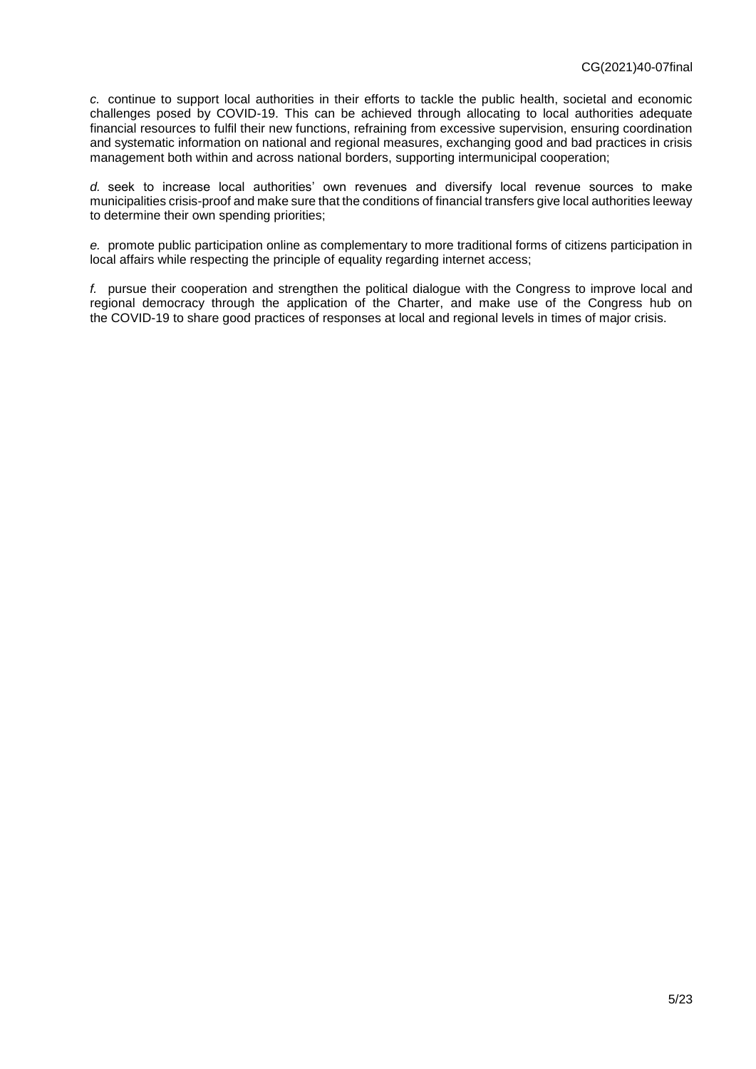*c.* continue to support local authorities in their efforts to tackle the public health, societal and economic challenges posed by COVID-19. This can be achieved through allocating to local authorities adequate financial resources to fulfil their new functions, refraining from excessive supervision, ensuring coordination and systematic information on national and regional measures, exchanging good and bad practices in crisis management both within and across national borders, supporting intermunicipal cooperation;

*d.* seek to increase local authorities' own revenues and diversify local revenue sources to make municipalities crisis-proof and make sure that the conditions of financial transfers give local authorities leeway to determine their own spending priorities;

*e.* promote public participation online as complementary to more traditional forms of citizens participation in local affairs while respecting the principle of equality regarding internet access;

*f.* pursue their cooperation and strengthen the political dialogue with the Congress to improve local and regional democracy through the application of the Charter, and make use of the Congress hub on the COVID-19 to share good practices of responses at local and regional levels in times of major crisis.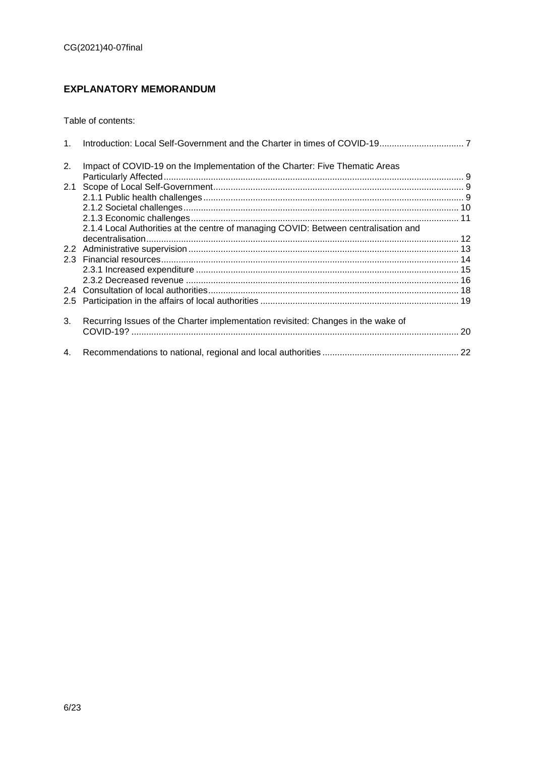## EXPLANATORY MEMORANDUM

Table of contents:

1. Introduction: Local Self-Government and the Charter in times of COVID-19 ..... 7

2. Impact of COVID-19 on the Implementation of the Charter: Five Thematic Areas Particularly Affected ..... 9
   - 2.1 Scope of Local Self-Government ..... 9
     - 2.1.1 Public health challenges ..... 9
     - 2.1.2 Societal challenges ..... 10
     - 2.1.3 Economic challenges ..... 11
     - 2.1.4 Local Authorities at the centre of managing COVID: Between centralisation and decentralisation ..... 12
   - 2.2 Administrative supervision ..... 13
   - 2.3 Financial resources ..... 14
     - 2.3.1 Increased expenditure ..... 15
     - 2.3.2 Decreased revenue ..... 16
   - 2.4 Consultation of local authorities ..... 18
   - 2.5 Participation in the affairs of local authorities ..... 19

3. Recurring Issues of the Charter implementation revisited: Changes in the wake of COVID-19? ..... 20

4. Recommendations to national, regional and local authorities ..... 22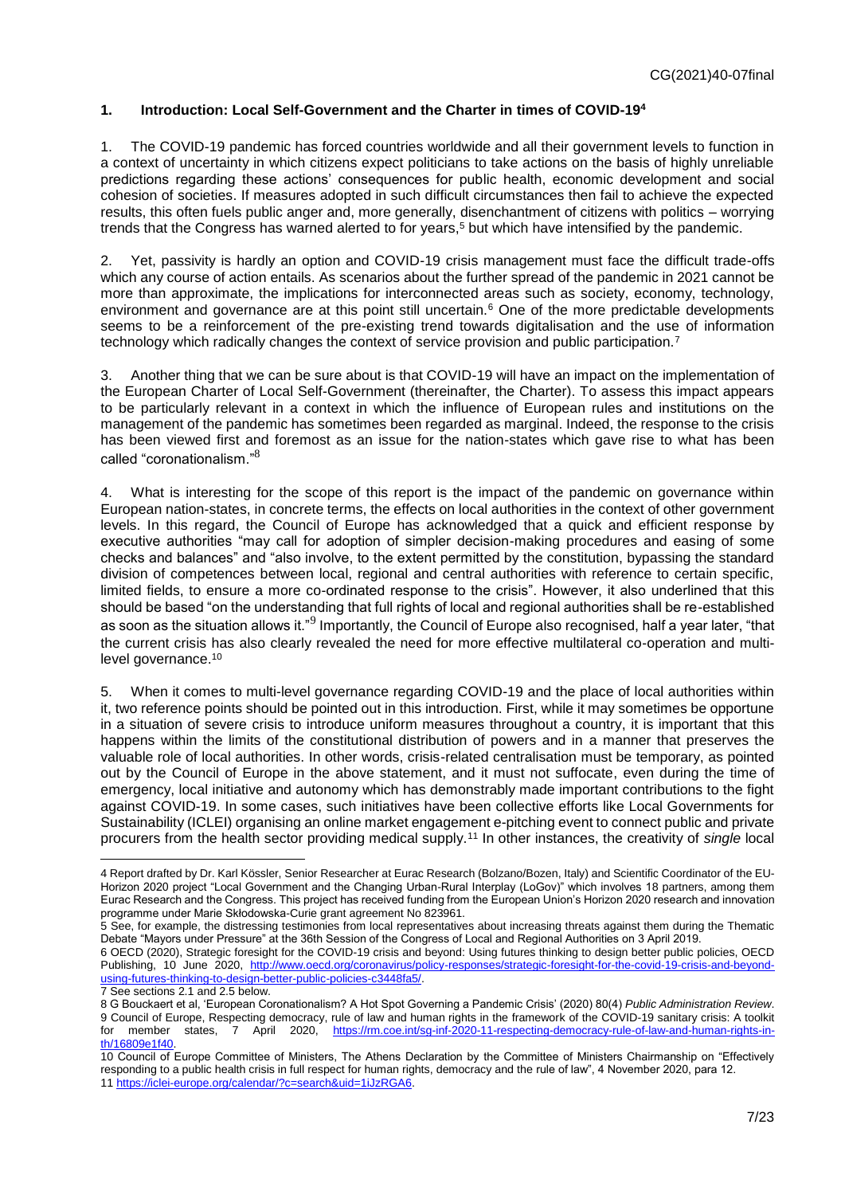## 1. Introduction: Local Self-Government and the Charter in times of COVID-19[4]

1. The COVID-19 pandemic has forced countries worldwide and all their government levels to function in a context of uncertainty in which citizens expect politicians to take actions on the basis of highly unreliable predictions regarding these actions' consequences for public health, economic development and social cohesion of societies. If measures adopted in such difficult circumstances then fail to achieve the expected results, this often fuels public anger and, more generally, disenchantment of citizens with politics – worrying trends that the Congress has warned alerted to for years,[5] but which have intensified by the pandemic.

2. Yet, passivity is hardly an option and COVID-19 crisis management must face the difficult trade-offs which any course of action entails. As scenarios about the further spread of the pandemic in 2021 cannot be more than approximate, the implications for interconnected areas such as society, economy, technology, environment and governance are at this point still uncertain.[6] One of the more predictable developments seems to be a reinforcement of the pre-existing trend towards digitalisation and the use of information technology which radically changes the context of service provision and public participation.[7]

3. Another thing that we can be sure about is that COVID-19 will have an impact on the implementation of the European Charter of Local Self-Government (thereinafter, the Charter). To assess this impact appears to be particularly relevant in a context in which the influence of European rules and institutions on the management of the pandemic has sometimes been regarded as marginal. Indeed, the response to the crisis has been viewed first and foremost as an issue for the nation-states which gave rise to what has been called "coronationalism."[8]

4. What is interesting for the scope of this report is the impact of the pandemic on governance within European nation-states, in concrete terms, the effects on local authorities in the context of other government levels. In this regard, the Council of Europe has acknowledged that a quick and efficient response by executive authorities "may call for adoption of simpler decision-making procedures and easing of some checks and balances" and "also involve, to the extent permitted by the constitution, bypassing the standard division of competences between local, regional and central authorities with reference to certain specific, limited fields, to ensure a more co-ordinated response to the crisis". However, it also underlined that this should be based "on the understanding that full rights of local and regional authorities shall be re-established as soon as the situation allows it."[9] Importantly, the Council of Europe also recognised, half a year later, "that the current crisis has also clearly revealed the need for more effective multilateral co-operation and multi-level governance.[10]

5. When it comes to multi-level governance regarding COVID-19 and the place of local authorities within it, two reference points should be pointed out in this introduction. First, while it may sometimes be opportune in a situation of severe crisis to introduce uniform measures throughout a country, it is important that this happens within the limits of the constitutional distribution of powers and in a manner that preserves the valuable role of local authorities. In other words, crisis-related centralisation must be temporary, as pointed out by the Council of Europe in the above statement, and it must not suffocate, even during the time of emergency, local initiative and autonomy which has demonstrably made important contributions to the fight against COVID-19. In some cases, such initiatives have been collective efforts like Local Governments for Sustainability (ICLEI) organising an online market engagement e-pitching event to connect public and private procurers from the health sector providing medical supply.[11] In other instances, the creativity of *single* local

---

4 Report drafted by Dr. Karl Kössler, Senior Researcher at Eurac Research (Bolzano/Bozen, Italy) and Scientific Coordinator of the EU-Horizon 2020 project "Local Government and the Changing Urban-Rural Interplay (LoGov)" which involves 18 partners, among them Eurac Research and the Congress. This project has received funding from the European Union's Horizon 2020 research and innovation programme under Marie Skłodowska-Curie grant agreement No 823961.

5 See, for example, the distressing testimonies from local representatives about increasing threats against them during the Thematic Debate "Mayors under Pressure" at the 36th Session of the Congress of Local and Regional Authorities on 3 April 2019.

6 OECD (2020), Strategic foresight for the COVID-19 crisis and beyond: Using futures thinking to design better public policies, OECD Publishing, 10 June 2020, http://www.oecd.org/coronavirus/policy-responses/strategic-foresight-for-the-covid-19-crisis-and-beyond-using-futures-thinking-to-design-better-public-policies-c3448fa5/.

7 See sections 2.1 and 2.5 below.

8 G Bouckaert et al, 'European Coronationalism? A Hot Spot Governing a Pandemic Crisis' (2020) 80(4) *Public Administration Review*.

9 Council of Europe, Respecting democracy, rule of law and human rights in the framework of the COVID-19 sanitary crisis: A toolkit for member states, 7 April 2020, https://rm.coe.int/sg-inf-2020-11-respecting-democracy-rule-of-law-and-human-rights-in-th/16809e1f40.

10 Council of Europe Committee of Ministers, The Athens Declaration by the Committee of Ministers Chairmanship on "Effectively responding to a public health crisis in full respect for human rights, democracy and the rule of law", 4 November 2020, para 12.

11 https://iclei-europe.org/calendar/?c=search&uid=1iJzRGA6.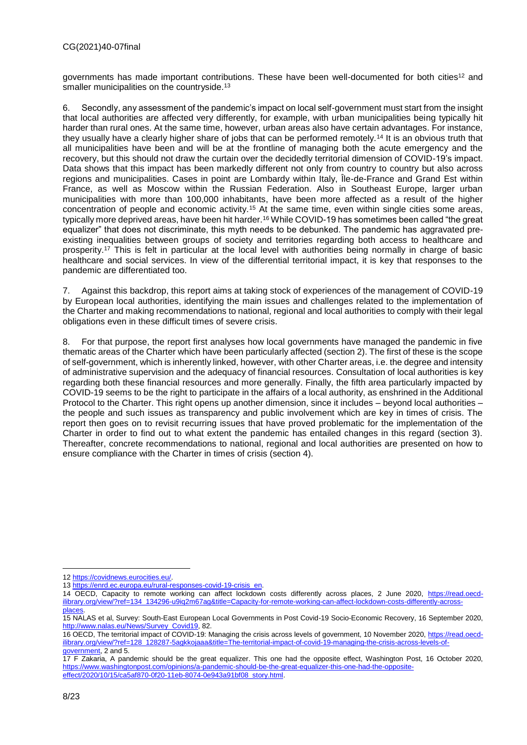governments has made important contributions. These have been well-documented for both cities[12] and smaller municipalities on the countryside.[13]

6. Secondly, any assessment of the pandemic's impact on local self-government must start from the insight that local authorities are affected very differently, for example, with urban municipalities being typically hit harder than rural ones. At the same time, however, urban areas also have certain advantages. For instance, they usually have a clearly higher share of jobs that can be performed remotely.[14] It is an obvious truth that all municipalities have been and will be at the frontline of managing both the acute emergency and the recovery, but this should not draw the curtain over the decidedly territorial dimension of COVID-19's impact. Data shows that this impact has been markedly different not only from country to country but also across regions and municipalities. Cases in point are Lombardy within Italy, Île-de-France and Grand Est within France, as well as Moscow within the Russian Federation. Also in Southeast Europe, larger urban municipalities with more than 100,000 inhabitants, have been more affected as a result of the higher concentration of people and economic activity.[15] At the same time, even within single cities some areas, typically more deprived areas, have been hit harder.[16] While COVID-19 has sometimes been called "the great equalizer" that does not discriminate, this myth needs to be debunked. The pandemic has aggravated pre-existing inequalities between groups of society and territories regarding both access to healthcare and prosperity.[17] This is felt in particular at the local level with authorities being normally in charge of basic healthcare and social services. In view of the differential territorial impact, it is key that responses to the pandemic are differentiated too.

7. Against this backdrop, this report aims at taking stock of experiences of the management of COVID-19 by European local authorities, identifying the main issues and challenges related to the implementation of the Charter and making recommendations to national, regional and local authorities to comply with their legal obligations even in these difficult times of severe crisis.

8. For that purpose, the report first analyses how local governments have managed the pandemic in five thematic areas of the Charter which have been particularly affected (section 2). The first of these is the scope of self-government, which is inherently linked, however, with other Charter areas, i.e. the degree and intensity of administrative supervision and the adequacy of financial resources. Consultation of local authorities is key regarding both these financial resources and more generally. Finally, the fifth area particularly impacted by COVID-19 seems to be the right to participate in the affairs of a local authority, as enshrined in the Additional Protocol to the Charter. This right opens up another dimension, since it includes – beyond local authorities – the people and such issues as transparency and public involvement which are key in times of crisis. The report then goes on to revisit recurring issues that have proved problematic for the implementation of the Charter in order to find out to what extent the pandemic has entailed changes in this regard (section 3). Thereafter, concrete recommendations to national, regional and local authorities are presented on how to ensure compliance with the Charter in times of crisis (section 4).

---

12 https://covidnews.eurocities.eu/.

13 https://enrd.ec.europa.eu/rural-responses-covid-19-crisis_en.

14 OECD, Capacity to remote working can affect lockdown costs differently across places, 2 June 2020, https://read.oecd-ilibrary.org/view/?ref=134_134296-u9iq2m67ag&title=Capacity-for-remote-working-can-affect-lockdown-costs-differently-across-places.

15 NALAS et al, Survey: South-East European Local Governments in Post Covid-19 Socio-Economic Recovery, 16 September 2020, http://www.nalas.eu/News/Survey_Covid19, 82.

16 OECD, The territorial impact of COVID-19: Managing the crisis across levels of government, 10 November 2020, https://read.oecd-ilibrary.org/view/?ref=128_128287-5agkkojaaa&title=The-territorial-impact-of-covid-19-managing-the-crisis-across-levels-of-government, 2 and 5.

17 F Zakaria, A pandemic should be the great equalizer. This one had the opposite effect, Washington Post, 16 October 2020, https://www.washingtonpost.com/opinions/a-pandemic-should-be-the-great-equalizer-this-one-had-the-opposite-effect/2020/10/15/ca5af870-0f20-11eb-8074-0e943a91bf08_story.html.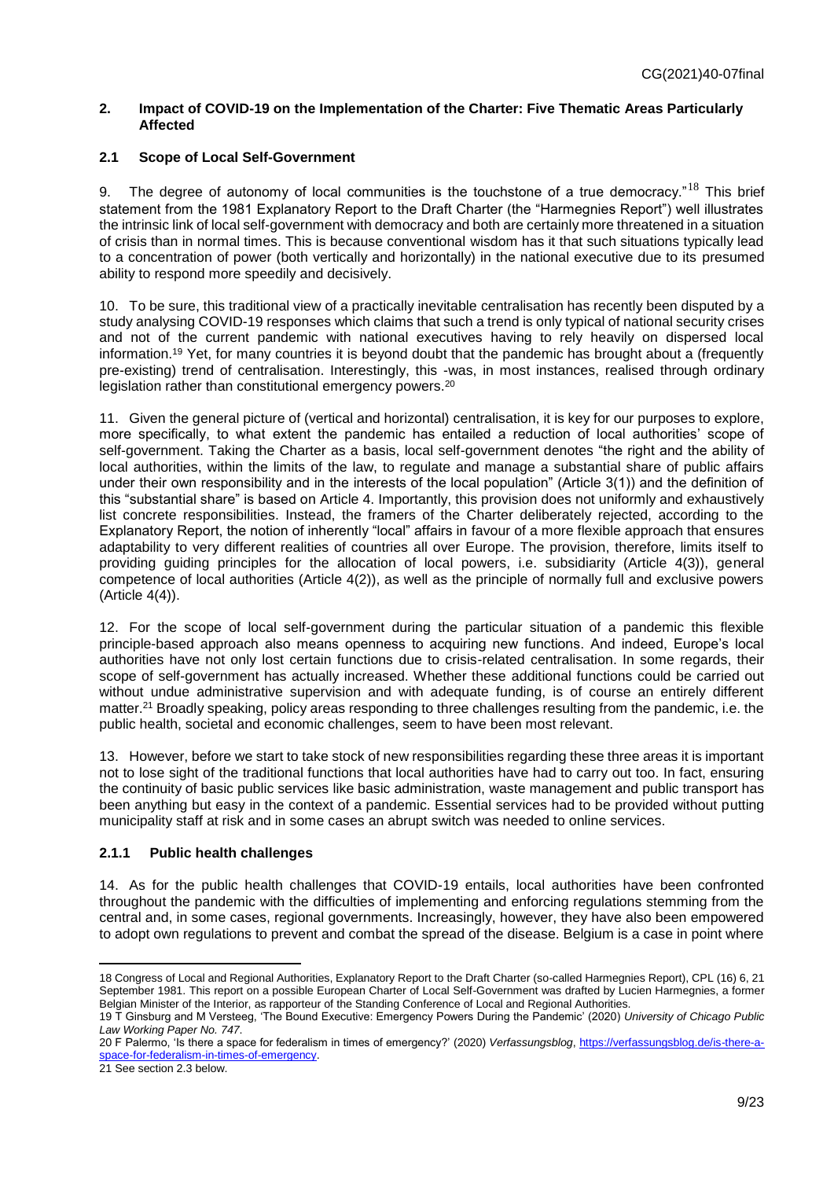## 2. Impact of COVID-19 on the Implementation of the Charter: Five Thematic Areas Particularly Affected

### 2.1 Scope of Local Self-Government

9. The degree of autonomy of local communities is the touchstone of a true democracy."[18] This brief statement from the 1981 Explanatory Report to the Draft Charter (the "Harmegnies Report") well illustrates the intrinsic link of local self-government with democracy and both are certainly more threatened in a situation of crisis than in normal times. This is because conventional wisdom has it that such situations typically lead to a concentration of power (both vertically and horizontally) in the national executive due to its presumed ability to respond more speedily and decisively.

10. To be sure, this traditional view of a practically inevitable centralisation has recently been disputed by a study analysing COVID-19 responses which claims that such a trend is only typical of national security crises and not of the current pandemic with national executives having to rely heavily on dispersed local information.[19] Yet, for many countries it is beyond doubt that the pandemic has brought about a (frequently pre-existing) trend of centralisation. Interestingly, this -was, in most instances, realised through ordinary legislation rather than constitutional emergency powers.[20]

11. Given the general picture of (vertical and horizontal) centralisation, it is key for our purposes to explore, more specifically, to what extent the pandemic has entailed a reduction of local authorities' scope of self-government. Taking the Charter as a basis, local self-government denotes "the right and the ability of local authorities, within the limits of the law, to regulate and manage a substantial share of public affairs under their own responsibility and in the interests of the local population" (Article 3(1)) and the definition of this "substantial share" is based on Article 4. Importantly, this provision does not uniformly and exhaustively list concrete responsibilities. Instead, the framers of the Charter deliberately rejected, according to the Explanatory Report, the notion of inherently "local" affairs in favour of a more flexible approach that ensures adaptability to very different realities of countries all over Europe. The provision, therefore, limits itself to providing guiding principles for the allocation of local powers, i.e. subsidiarity (Article 4(3)), general competence of local authorities (Article 4(2)), as well as the principle of normally full and exclusive powers (Article 4(4)).

12. For the scope of local self-government during the particular situation of a pandemic this flexible principle-based approach also means openness to acquiring new functions. And indeed, Europe's local authorities have not only lost certain functions due to crisis-related centralisation. In some regards, their scope of self-government has actually increased. Whether these additional functions could be carried out without undue administrative supervision and with adequate funding, is of course an entirely different matter.[21] Broadly speaking, policy areas responding to three challenges resulting from the pandemic, i.e. the public health, societal and economic challenges, seem to have been most relevant.

13. However, before we start to take stock of new responsibilities regarding these three areas it is important not to lose sight of the traditional functions that local authorities have had to carry out too. In fact, ensuring the continuity of basic public services like basic administration, waste management and public transport has been anything but easy in the context of a pandemic. Essential services had to be provided without putting municipality staff at risk and in some cases an abrupt switch was needed to online services.

#### 2.1.1 Public health challenges

14. As for the public health challenges that COVID-19 entails, local authorities have been confronted throughout the pandemic with the difficulties of implementing and enforcing regulations stemming from the central and, in some cases, regional governments. Increasingly, however, they have also been empowered to adopt own regulations to prevent and combat the spread of the disease. Belgium is a case in point where

---

18 Congress of Local and Regional Authorities, Explanatory Report to the Draft Charter (so-called Harmegnies Report), CPL (16) 6, 21 September 1981. This report on a possible European Charter of Local Self-Government was drafted by Lucien Harmegnies, a former Belgian Minister of the Interior, as rapporteur of the Standing Conference of Local and Regional Authorities.

19 T Ginsburg and M Versteeg, 'The Bound Executive: Emergency Powers During the Pandemic' (2020) *University of Chicago Public Law Working Paper No. 747*.

20 F Palermo, 'Is there a space for federalism in times of emergency?' (2020) *Verfassungsblog*, https://verfassungsblog.de/is-there-a-space-for-federalism-in-times-of-emergency.

21 See section 2.3 below.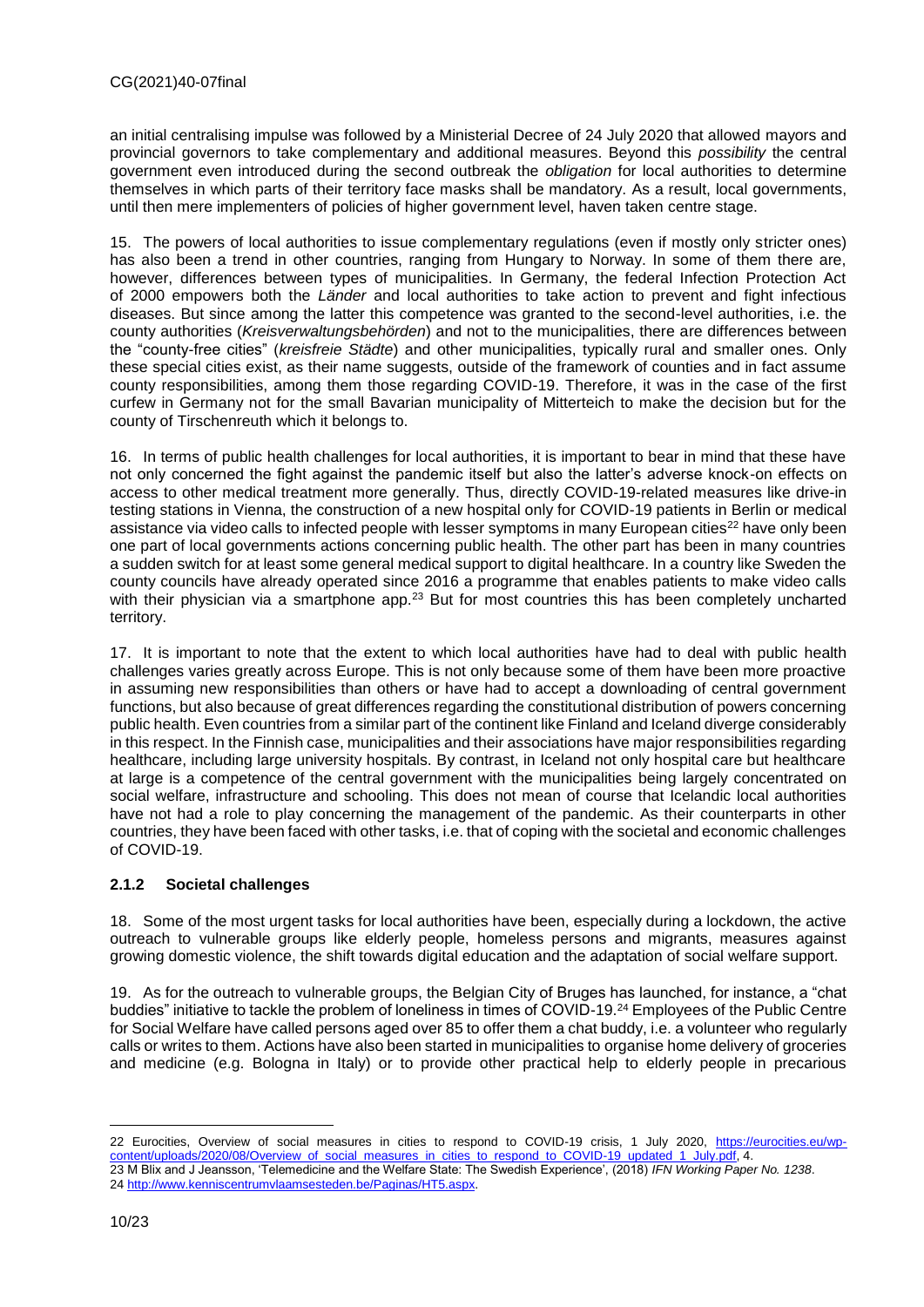an initial centralising impulse was followed by a Ministerial Decree of 24 July 2020 that allowed mayors and provincial governors to take complementary and additional measures. Beyond this *possibility* the central government even introduced during the second outbreak the *obligation* for local authorities to determine themselves in which parts of their territory face masks shall be mandatory. As a result, local governments, until then mere implementers of policies of higher government level, haven taken centre stage.

15. The powers of local authorities to issue complementary regulations (even if mostly only stricter ones) has also been a trend in other countries, ranging from Hungary to Norway. In some of them there are, however, differences between types of municipalities. In Germany, the federal Infection Protection Act of 2000 empowers both the *Länder* and local authorities to take action to prevent and fight infectious diseases. But since among the latter this competence was granted to the second-level authorities, i.e. the county authorities (*Kreisverwaltungsbehörden*) and not to the municipalities, there are differences between the "county-free cities" (*kreisfreie Städte*) and other municipalities, typically rural and smaller ones. Only these special cities exist, as their name suggests, outside of the framework of counties and in fact assume county responsibilities, among them those regarding COVID-19. Therefore, it was in the case of the first curfew in Germany not for the small Bavarian municipality of Mitterteich to make the decision but for the county of Tirschenreuth which it belongs to.

16. In terms of public health challenges for local authorities, it is important to bear in mind that these have not only concerned the fight against the pandemic itself but also the latter's adverse knock-on effects on access to other medical treatment more generally. Thus, directly COVID-19-related measures like drive-in testing stations in Vienna, the construction of a new hospital only for COVID-19 patients in Berlin or medical assistance via video calls to infected people with lesser symptoms in many European cities[22] have only been one part of local governments actions concerning public health. The other part has been in many countries a sudden switch for at least some general medical support to digital healthcare. In a country like Sweden the county councils have already operated since 2016 a programme that enables patients to make video calls with their physician via a smartphone app.[23] But for most countries this has been completely uncharted territory.

17. It is important to note that the extent to which local authorities have had to deal with public health challenges varies greatly across Europe. This is not only because some of them have been more proactive in assuming new responsibilities than others or have had to accept a downloading of central government functions, but also because of great differences regarding the constitutional distribution of powers concerning public health. Even countries from a similar part of the continent like Finland and Iceland diverge considerably in this respect. In the Finnish case, municipalities and their associations have major responsibilities regarding healthcare, including large university hospitals. By contrast, in Iceland not only hospital care but healthcare at large is a competence of the central government with the municipalities being largely concentrated on social welfare, infrastructure and schooling. This does not mean of course that Icelandic local authorities have not had a role to play concerning the management of the pandemic. As their counterparts in other countries, they have been faced with other tasks, i.e. that of coping with the societal and economic challenges of COVID-19.

### 2.1.2 Societal challenges

18. Some of the most urgent tasks for local authorities have been, especially during a lockdown, the active outreach to vulnerable groups like elderly people, homeless persons and migrants, measures against growing domestic violence, the shift towards digital education and the adaptation of social welfare support.

19. As for the outreach to vulnerable groups, the Belgian City of Bruges has launched, for instance, a "chat buddies" initiative to tackle the problem of loneliness in times of COVID-19.[24] Employees of the Public Centre for Social Welfare have called persons aged over 85 to offer them a chat buddy, i.e. a volunteer who regularly calls or writes to them. Actions have also been started in municipalities to organise home delivery of groceries and medicine (e.g. Bologna in Italy) or to provide other practical help to elderly people in precarious

---

22 Eurocities, Overview of social measures in cities to respond to COVID-19 crisis, 1 July 2020, https://eurocities.eu/wp-content/uploads/2020/08/Overview_of_social_measures_in_cities_to_respond_to_COVID-19_updated_1_July.pdf, 4.

23 M Blix and J Jeansson, 'Telemedicine and the Welfare State: The Swedish Experience', (2018) *IFN Working Paper No. 1238*.

24 http://www.kenniscentrumvlaamsesteden.be/Paginas/HT5.aspx.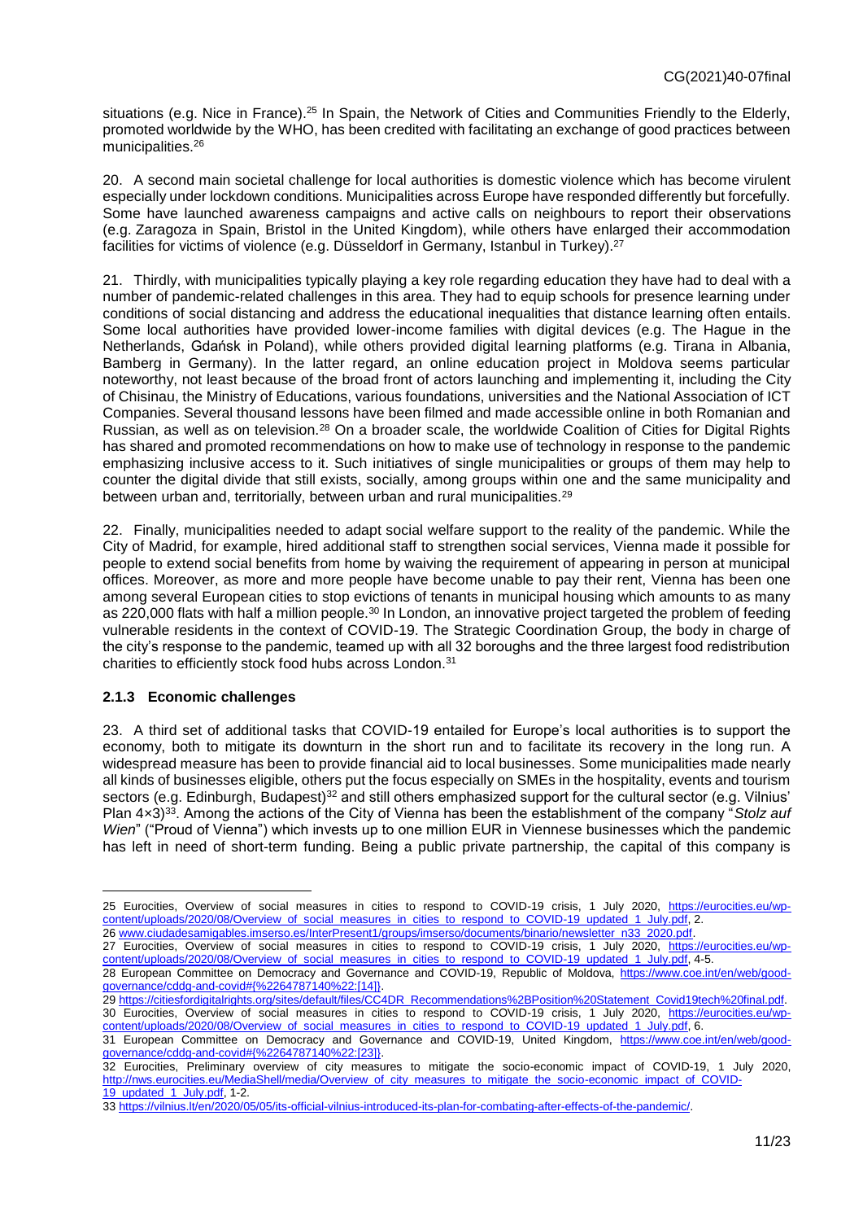situations (e.g. Nice in France).[25] In Spain, the Network of Cities and Communities Friendly to the Elderly, promoted worldwide by the WHO, has been credited with facilitating an exchange of good practices between municipalities.[26]

20. A second main societal challenge for local authorities is domestic violence which has become virulent especially under lockdown conditions. Municipalities across Europe have responded differently but forcefully. Some have launched awareness campaigns and active calls on neighbours to report their observations (e.g. Zaragoza in Spain, Bristol in the United Kingdom), while others have enlarged their accommodation facilities for victims of violence (e.g. Düsseldorf in Germany, Istanbul in Turkey).[27]

21. Thirdly, with municipalities typically playing a key role regarding education they have had to deal with a number of pandemic-related challenges in this area. They had to equip schools for presence learning under conditions of social distancing and address the educational inequalities that distance learning often entails. Some local authorities have provided lower-income families with digital devices (e.g. The Hague in the Netherlands, Gdańsk in Poland), while others provided digital learning platforms (e.g. Tirana in Albania, Bamberg in Germany). In the latter regard, an online education project in Moldova seems particular noteworthy, not least because of the broad front of actors launching and implementing it, including the City of Chisinau, the Ministry of Educations, various foundations, universities and the National Association of ICT Companies. Several thousand lessons have been filmed and made accessible online in both Romanian and Russian, as well as on television.[28] On a broader scale, the worldwide Coalition of Cities for Digital Rights has shared and promoted recommendations on how to make use of technology in response to the pandemic emphasizing inclusive access to it. Such initiatives of single municipalities or groups of them may help to counter the digital divide that still exists, socially, among groups within one and the same municipality and between urban and, territorially, between urban and rural municipalities.[29]

22. Finally, municipalities needed to adapt social welfare support to the reality of the pandemic. While the City of Madrid, for example, hired additional staff to strengthen social services, Vienna made it possible for people to extend social benefits from home by waiving the requirement of appearing in person at municipal offices. Moreover, as more and more people have become unable to pay their rent, Vienna has been one among several European cities to stop evictions of tenants in municipal housing which amounts to as many as 220,000 flats with half a million people.[30] In London, an innovative project targeted the problem of feeding vulnerable residents in the context of COVID-19. The Strategic Coordination Group, the body in charge of the city's response to the pandemic, teamed up with all 32 boroughs and the three largest food redistribution charities to efficiently stock food hubs across London.[31]

### 2.1.3 Economic challenges

23. A third set of additional tasks that COVID-19 entailed for Europe's local authorities is to support the economy, both to mitigate its downturn in the short run and to facilitate its recovery in the long run. A widespread measure has been to provide financial aid to local businesses. Some municipalities made nearly all kinds of businesses eligible, others put the focus especially on SMEs in the hospitality, events and tourism sectors (e.g. Edinburgh, Budapest)[32] and still others emphasized support for the cultural sector (e.g. Vilnius' Plan 4×3)[33]. Among the actions of the City of Vienna has been the establishment of the company "*Stolz auf Wien*" ("Proud of Vienna") which invests up to one million EUR in Viennese businesses which the pandemic has left in need of short-term funding. Being a public private partnership, the capital of this company is

---

25 Eurocities, Overview of social measures in cities to respond to COVID-19 crisis, 1 July 2020, https://eurocities.eu/wp-content/uploads/2020/08/Overview_of_social_measures_in_cities_to_respond_to_COVID-19_updated_1_July.pdf, 2.

26 www.ciudadesamigables.imserso.es/InterPresent1/groups/imserso/documents/binario/newsletter_n33_2020.pdf.

27 Eurocities, Overview of social measures in cities to respond to COVID-19 crisis, 1 July 2020, https://eurocities.eu/wp-content/uploads/2020/08/Overview_of_social_measures_in_cities_to_respond_to_COVID-19_updated_1_July.pdf, 4-5.

28 European Committee on Democracy and Governance and COVID-19, Republic of Moldova, https://www.coe.int/en/web/good-governance/cddg-and-covid#{%2264787140%22:[14]}.

29 https://citiesfordigitalrights.org/sites/default/files/CC4DR_Recommendations%2BPosition%20Statement_Covid19tech%20final.pdf.

30 Eurocities, Overview of social measures in cities to respond to COVID-19 crisis, 1 July 2020, https://eurocities.eu/wp-content/uploads/2020/08/Overview_of_social_measures_in_cities_to_respond_to_COVID-19_updated_1_July.pdf, 6.

31 European Committee on Democracy and Governance and COVID-19, United Kingdom, https://www.coe.int/en/web/good-governance/cddg-and-covid#{%2264787140%22:[23]}.

32 Eurocities, Preliminary overview of city measures to mitigate the socio-economic impact of COVID-19, 1 July 2020, http://nws.eurocities.eu/MediaShell/media/Overview_of_city_measures_to_mitigate_the_socio-economic_impact_of_COVID-19_updated_1_July.pdf, 1-2.

33 https://vilnius.lt/en/2020/05/05/its-official-vilnius-introduced-its-plan-for-combating-after-effects-of-the-pandemic/.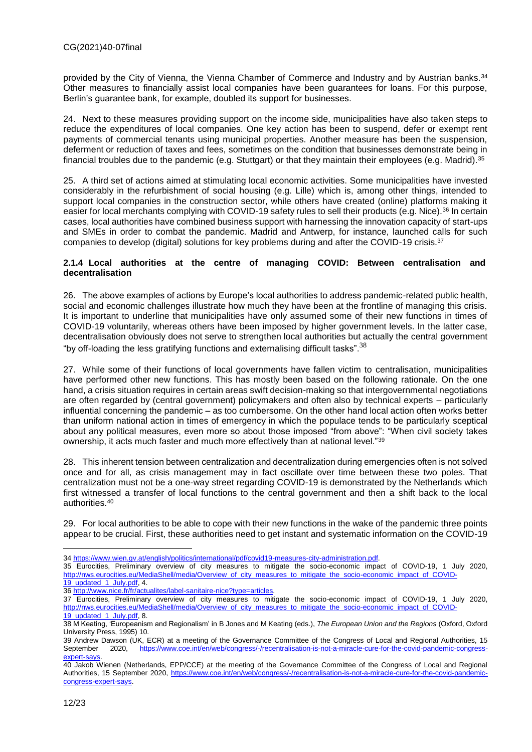provided by the City of Vienna, the Vienna Chamber of Commerce and Industry and by Austrian banks.[34] Other measures to financially assist local companies have been guarantees for loans. For this purpose, Berlin's guarantee bank, for example, doubled its support for businesses.

24. Next to these measures providing support on the income side, municipalities have also taken steps to reduce the expenditures of local companies. One key action has been to suspend, defer or exempt rent payments of commercial tenants using municipal properties. Another measure has been the suspension, deferment or reduction of taxes and fees, sometimes on the condition that businesses demonstrate being in financial troubles due to the pandemic (e.g. Stuttgart) or that they maintain their employees (e.g. Madrid).[35]

25. A third set of actions aimed at stimulating local economic activities. Some municipalities have invested considerably in the refurbishment of social housing (e.g. Lille) which is, among other things, intended to support local companies in the construction sector, while others have created (online) platforms making it easier for local merchants complying with COVID-19 safety rules to sell their products (e.g. Nice).[36] In certain cases, local authorities have combined business support with harnessing the innovation capacity of start-ups and SMEs in order to combat the pandemic. Madrid and Antwerp, for instance, launched calls for such companies to develop (digital) solutions for key problems during and after the COVID-19 crisis.[37]

#### 2.1.4 Local authorities at the centre of managing COVID: Between centralisation and decentralisation

26. The above examples of actions by Europe's local authorities to address pandemic-related public health, social and economic challenges illustrate how much they have been at the frontline of managing this crisis. It is important to underline that municipalities have only assumed some of their new functions in times of COVID-19 voluntarily, whereas others have been imposed by higher government levels. In the latter case, decentralisation obviously does not serve to strengthen local authorities but actually the central government "by off-loading the less gratifying functions and externalising difficult tasks".[38]

27. While some of their functions of local governments have fallen victim to centralisation, municipalities have performed other new functions. This has mostly been based on the following rationale. On the one hand, a crisis situation requires in certain areas swift decision-making so that intergovernmental negotiations are often regarded by (central government) policymakers and often also by technical experts – particularly influential concerning the pandemic – as too cumbersome. On the other hand local action often works better than uniform national action in times of emergency in which the populace tends to be particularly sceptical about any political measures, even more so about those imposed "from above": "When civil society takes ownership, it acts much faster and much more effectively than at national level."[39]

28. This inherent tension between centralization and decentralization during emergencies often is not solved once and for all, as crisis management may in fact oscillate over time between these two poles. That centralization must not be a one-way street regarding COVID-19 is demonstrated by the Netherlands which first witnessed a transfer of local functions to the central government and then a shift back to the local authorities.[40]

29. For local authorities to be able to cope with their new functions in the wake of the pandemic three points appear to be crucial. First, these authorities need to get instant and systematic information on the COVID-19

---

34 https://www.wien.gv.at/english/politics/international/pdf/covid19-measures-city-administration.pdf.

35 Eurocities, Preliminary overview of city measures to mitigate the socio-economic impact of COVID-19, 1 July 2020, http://nws.eurocities.eu/MediaShell/media/Overview_of_city_measures_to_mitigate_the_socio-economic_impact_of_COVID-19_updated_1_July.pdf, 4.

36 http://www.nice.fr/fr/actualites/label-sanitaire-nice?type=articles.

37 Eurocities, Preliminary overview of city measures to mitigate the socio-economic impact of COVID-19, 1 July 2020, http://nws.eurocities.eu/MediaShell/media/Overview_of_city_measures_to_mitigate_the_socio-economic_impact_of_COVID-19_updated_1_July.pdf, 8.

38 M Keating, 'Europeanism and Regionalism' in B Jones and M Keating (eds.), *The European Union and the Regions* (Oxford, Oxford University Press, 1995) 10.

39 Andrew Dawson (UK, ECR) at a meeting of the Governance Committee of the Congress of Local and Regional Authorities, 15 September 2020, https://www.coe.int/en/web/congress/-/recentralisation-is-not-a-miracle-cure-for-the-covid-pandemic-congress-expert-says.

40 Jakob Wienen (Netherlands, EPP/CCE) at the meeting of the Governance Committee of the Congress of Local and Regional Authorities, 15 September 2020, https://www.coe.int/en/web/congress/-/recentralisation-is-not-a-miracle-cure-for-the-covid-pandemic-congress-expert-says.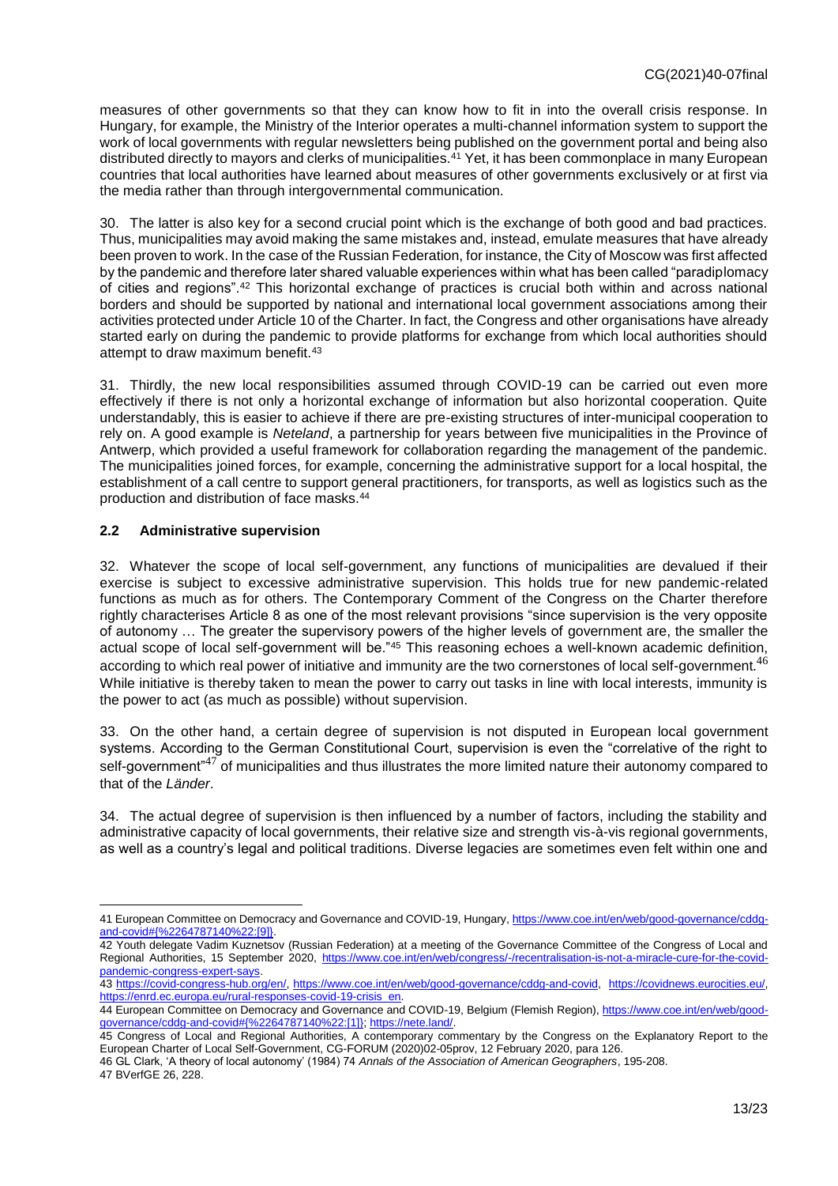measures of other governments so that they can know how to fit in into the overall crisis response. In Hungary, for example, the Ministry of the Interior operates a multi-channel information system to support the work of local governments with regular newsletters being published on the government portal and being also distributed directly to mayors and clerks of municipalities.[41] Yet, it has been commonplace in many European countries that local authorities have learned about measures of other governments exclusively or at first via the media rather than through intergovernmental communication.

30. The latter is also key for a second crucial point which is the exchange of both good and bad practices. Thus, municipalities may avoid making the same mistakes and, instead, emulate measures that have already been proven to work. In the case of the Russian Federation, for instance, the City of Moscow was first affected by the pandemic and therefore later shared valuable experiences within what has been called "paradiplomacy of cities and regions".[42] This horizontal exchange of practices is crucial both within and across national borders and should be supported by national and international local government associations among their activities protected under Article 10 of the Charter. In fact, the Congress and other organisations have already started early on during the pandemic to provide platforms for exchange from which local authorities should attempt to draw maximum benefit.[43]

31. Thirdly, the new local responsibilities assumed through COVID-19 can be carried out even more effectively if there is not only a horizontal exchange of information but also horizontal cooperation. Quite understandably, this is easier to achieve if there are pre-existing structures of inter-municipal cooperation to rely on. A good example is *Neteland*, a partnership for years between five municipalities in the Province of Antwerp, which provided a useful framework for collaboration regarding the management of the pandemic. The municipalities joined forces, for example, concerning the administrative support for a local hospital, the establishment of a call centre to support general practitioners, for transports, as well as logistics such as the production and distribution of face masks.[44]

### 2.2 Administrative supervision

32. Whatever the scope of local self-government, any functions of municipalities are devalued if their exercise is subject to excessive administrative supervision. This holds true for new pandemic-related functions as much as for others. The Contemporary Comment of the Congress on the Charter therefore rightly characterises Article 8 as one of the most relevant provisions "since supervision is the very opposite of autonomy … The greater the supervisory powers of the higher levels of government are, the smaller the actual scope of local self-government will be."[45] This reasoning echoes a well-known academic definition, according to which real power of initiative and immunity are the two cornerstones of local self-government.[46] While initiative is thereby taken to mean the power to carry out tasks in line with local interests, immunity is the power to act (as much as possible) without supervision.

33. On the other hand, a certain degree of supervision is not disputed in European local government systems. According to the German Constitutional Court, supervision is even the "correlative of the right to self-government"[47] of municipalities and thus illustrates the more limited nature their autonomy compared to that of the *Länder*.

34. The actual degree of supervision is then influenced by a number of factors, including the stability and administrative capacity of local governments, their relative size and strength vis-à-vis regional governments, as well as a country's legal and political traditions. Diverse legacies are sometimes even felt within one and

---

41 European Committee on Democracy and Governance and COVID-19, Hungary, https://www.coe.int/en/web/good-governance/cddg-and-covid#{%2264787140%22:[9]}.

42 Youth delegate Vadim Kuznetsov (Russian Federation) at a meeting of the Governance Committee of the Congress of Local and Regional Authorities, 15 September 2020, https://www.coe.int/en/web/congress/-/recentralisation-is-not-a-miracle-cure-for-the-covid-pandemic-congress-expert-says.

43 https://covid-congress-hub.org/en/, https://www.coe.int/en/web/good-governance/cddg-and-covid, https://covidnews.eurocities.eu/, https://enrd.ec.europa.eu/rural-responses-covid-19-crisis_en.

44 European Committee on Democracy and Governance and COVID-19, Belgium (Flemish Region), https://www.coe.int/en/web/good-governance/cddg-and-covid#{%2264787140%22:[1]}; https://nete.land/.

45 Congress of Local and Regional Authorities, A contemporary commentary by the Congress on the Explanatory Report to the European Charter of Local Self-Government, CG-FORUM (2020)02-05prov, 12 February 2020, para 126.

46 GL Clark, 'A theory of local autonomy' (1984) 74 *Annals of the Association of American Geographers*, 195-208.

47 BVerfGE 26, 228.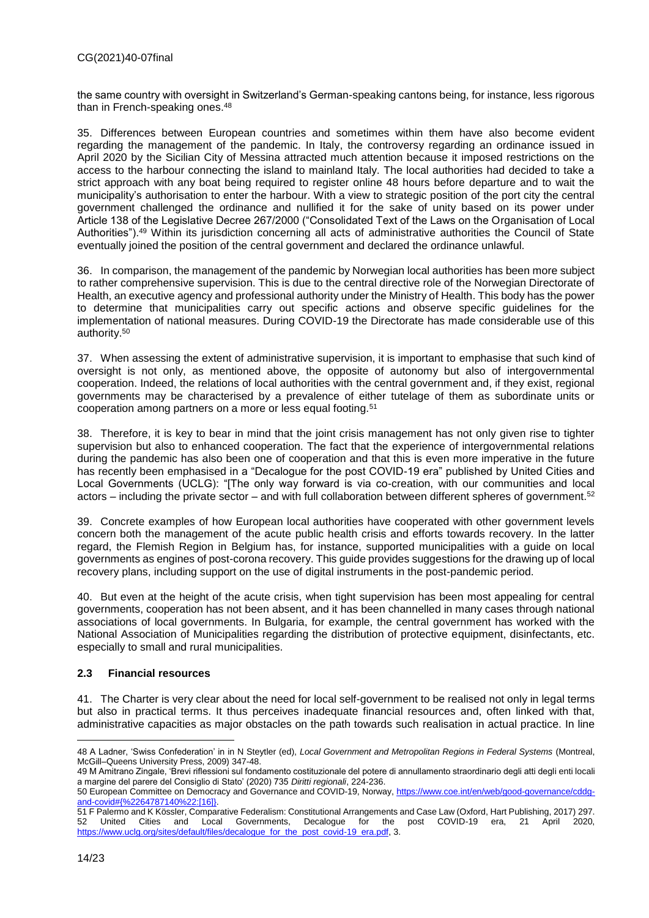the same country with oversight in Switzerland's German-speaking cantons being, for instance, less rigorous than in French-speaking ones.[48]

35. Differences between European countries and sometimes within them have also become evident regarding the management of the pandemic. In Italy, the controversy regarding an ordinance issued in April 2020 by the Sicilian City of Messina attracted much attention because it imposed restrictions on the access to the harbour connecting the island to mainland Italy. The local authorities had decided to take a strict approach with any boat being required to register online 48 hours before departure and to wait the municipality's authorisation to enter the harbour. With a view to strategic position of the port city the central government challenged the ordinance and nullified it for the sake of unity based on its power under Article 138 of the Legislative Decree 267/2000 ("Consolidated Text of the Laws on the Organisation of Local Authorities").[49] Within its jurisdiction concerning all acts of administrative authorities the Council of State eventually joined the position of the central government and declared the ordinance unlawful.

36. In comparison, the management of the pandemic by Norwegian local authorities has been more subject to rather comprehensive supervision. This is due to the central directive role of the Norwegian Directorate of Health, an executive agency and professional authority under the Ministry of Health. This body has the power to determine that municipalities carry out specific actions and observe specific guidelines for the implementation of national measures. During COVID-19 the Directorate has made considerable use of this authority.[50]

37. When assessing the extent of administrative supervision, it is important to emphasise that such kind of oversight is not only, as mentioned above, the opposite of autonomy but also of intergovernmental cooperation. Indeed, the relations of local authorities with the central government and, if they exist, regional governments may be characterised by a prevalence of either tutelage of them as subordinate units or cooperation among partners on a more or less equal footing.[51]

38. Therefore, it is key to bear in mind that the joint crisis management has not only given rise to tighter supervision but also to enhanced cooperation. The fact that the experience of intergovernmental relations during the pandemic has also been one of cooperation and that this is even more imperative in the future has recently been emphasised in a "Decalogue for the post COVID-19 era" published by United Cities and Local Governments (UCLG): "[The only way forward is via co-creation, with our communities and local actors – including the private sector – and with full collaboration between different spheres of government.[52]

39. Concrete examples of how European local authorities have cooperated with other government levels concern both the management of the acute public health crisis and efforts towards recovery. In the latter regard, the Flemish Region in Belgium has, for instance, supported municipalities with a guide on local governments as engines of post-corona recovery. This guide provides suggestions for the drawing up of local recovery plans, including support on the use of digital instruments in the post-pandemic period.

40. But even at the height of the acute crisis, when tight supervision has been most appealing for central governments, cooperation has not been absent, and it has been channelled in many cases through national associations of local governments. In Bulgaria, for example, the central government has worked with the National Association of Municipalities regarding the distribution of protective equipment, disinfectants, etc. especially to small and rural municipalities.

### 2.3 Financial resources

41. The Charter is very clear about the need for local self-government to be realised not only in legal terms but also in practical terms. It thus perceives inadequate financial resources and, often linked with that, administrative capacities as major obstacles on the path towards such realisation in actual practice. In line

---

48 A Ladner, 'Swiss Confederation' in in N Steytler (ed), *Local Government and Metropolitan Regions in Federal Systems* (Montreal, McGill–Queens University Press, 2009) 347-48.

49 M Amitrano Zingale, 'Brevi riflessioni sul fondamento costituzionale del potere di annullamento straordinario degli atti degli enti locali a margine del parere del Consiglio di Stato' (2020) 735 *Diritti regionali*, 224-236.

50 European Committee on Democracy and Governance and COVID-19, Norway, https://www.coe.int/en/web/good-governance/cddg-and-covid#{%2264787140%22:[16]}.

51 F Palermo and K Kössler, Comparative Federalism: Constitutional Arrangements and Case Law (Oxford, Hart Publishing, 2017) 297.

52 United Cities and Local Governments, Decalogue for the post COVID-19 era, 21 April 2020, https://www.uclg.org/sites/default/files/decalogue_for_the_post_covid-19_era.pdf, 3.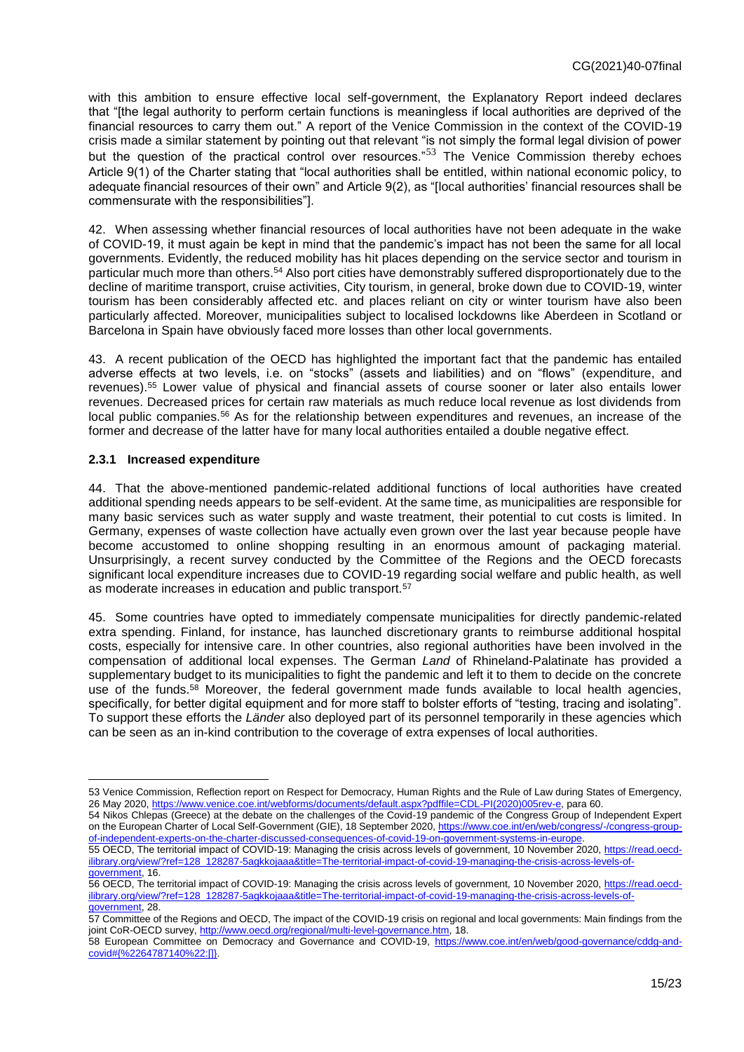with this ambition to ensure effective local self-government, the Explanatory Report indeed declares that "[the legal authority to perform certain functions is meaningless if local authorities are deprived of the financial resources to carry them out." A report of the Venice Commission in the context of the COVID-19 crisis made a similar statement by pointing out that relevant "is not simply the formal legal division of power but the question of the practical control over resources."[53] The Venice Commission thereby echoes Article 9(1) of the Charter stating that "local authorities shall be entitled, within national economic policy, to adequate financial resources of their own" and Article 9(2), as "[local authorities' financial resources shall be commensurate with the responsibilities"].

42. When assessing whether financial resources of local authorities have not been adequate in the wake of COVID-19, it must again be kept in mind that the pandemic's impact has not been the same for all local governments. Evidently, the reduced mobility has hit places depending on the service sector and tourism in particular much more than others.[54] Also port cities have demonstrably suffered disproportionately due to the decline of maritime transport, cruise activities, City tourism, in general, broke down due to COVID-19, winter tourism has been considerably affected etc. and places reliant on city or winter tourism have also been particularly affected. Moreover, municipalities subject to localised lockdowns like Aberdeen in Scotland or Barcelona in Spain have obviously faced more losses than other local governments.

43. A recent publication of the OECD has highlighted the important fact that the pandemic has entailed adverse effects at two levels, i.e. on "stocks" (assets and liabilities) and on "flows" (expenditure, and revenues).[55] Lower value of physical and financial assets of course sooner or later also entails lower revenues. Decreased prices for certain raw materials as much reduce local revenue as lost dividends from local public companies.[56] As for the relationship between expenditures and revenues, an increase of the former and decrease of the latter have for many local authorities entailed a double negative effect.

### 2.3.1 Increased expenditure

44. That the above-mentioned pandemic-related additional functions of local authorities have created additional spending needs appears to be self-evident. At the same time, as municipalities are responsible for many basic services such as water supply and waste treatment, their potential to cut costs is limited. In Germany, expenses of waste collection have actually even grown over the last year because people have become accustomed to online shopping resulting in an enormous amount of packaging material. Unsurprisingly, a recent survey conducted by the Committee of the Regions and the OECD forecasts significant local expenditure increases due to COVID-19 regarding social welfare and public health, as well as moderate increases in education and public transport.[57]

45. Some countries have opted to immediately compensate municipalities for directly pandemic-related extra spending. Finland, for instance, has launched discretionary grants to reimburse additional hospital costs, especially for intensive care. In other countries, also regional authorities have been involved in the compensation of additional local expenses. The German *Land* of Rhineland-Palatinate has provided a supplementary budget to its municipalities to fight the pandemic and left it to them to decide on the concrete use of the funds.[58] Moreover, the federal government made funds available to local health agencies, specifically, for better digital equipment and for more staff to bolster efforts of "testing, tracing and isolating". To support these efforts the *Länder* also deployed part of its personnel temporarily in these agencies which can be seen as an in-kind contribution to the coverage of extra expenses of local authorities.

---

53 Venice Commission, Reflection report on Respect for Democracy, Human Rights and the Rule of Law during States of Emergency, 26 May 2020, https://www.venice.coe.int/webforms/documents/default.aspx?pdffile=CDL-PI(2020)005rev-e, para 60.

54 Nikos Chlepas (Greece) at the debate on the challenges of the Covid-19 pandemic of the Congress Group of Independent Expert on the European Charter of Local Self-Government (GIE), 18 September 2020, https://www.coe.int/en/web/congress/-/congress-group-of-independent-experts-on-the-charter-discussed-consequences-of-covid-19-on-government-systems-in-europe.

55 OECD, The territorial impact of COVID-19: Managing the crisis across levels of government, 10 November 2020, https://read.oecd-ilibrary.org/view/?ref=128_128287-5agkkojaaa&title=The-territorial-impact-of-covid-19-managing-the-crisis-across-levels-of-government, 16.

56 OECD, The territorial impact of COVID-19: Managing the crisis across levels of government, 10 November 2020, https://read.oecd-ilibrary.org/view/?ref=128_128287-5agkkojaaa&title=The-territorial-impact-of-covid-19-managing-the-crisis-across-levels-of-government, 28.

57 Committee of the Regions and OECD, The impact of the COVID-19 crisis on regional and local governments: Main findings from the joint CoR-OECD survey, http://www.oecd.org/regional/multi-level-governance.htm, 18.

58 European Committee on Democracy and Governance and COVID-19, https://www.coe.int/en/web/good-governance/cddg-and-covid#{%2264787140%22:[]}.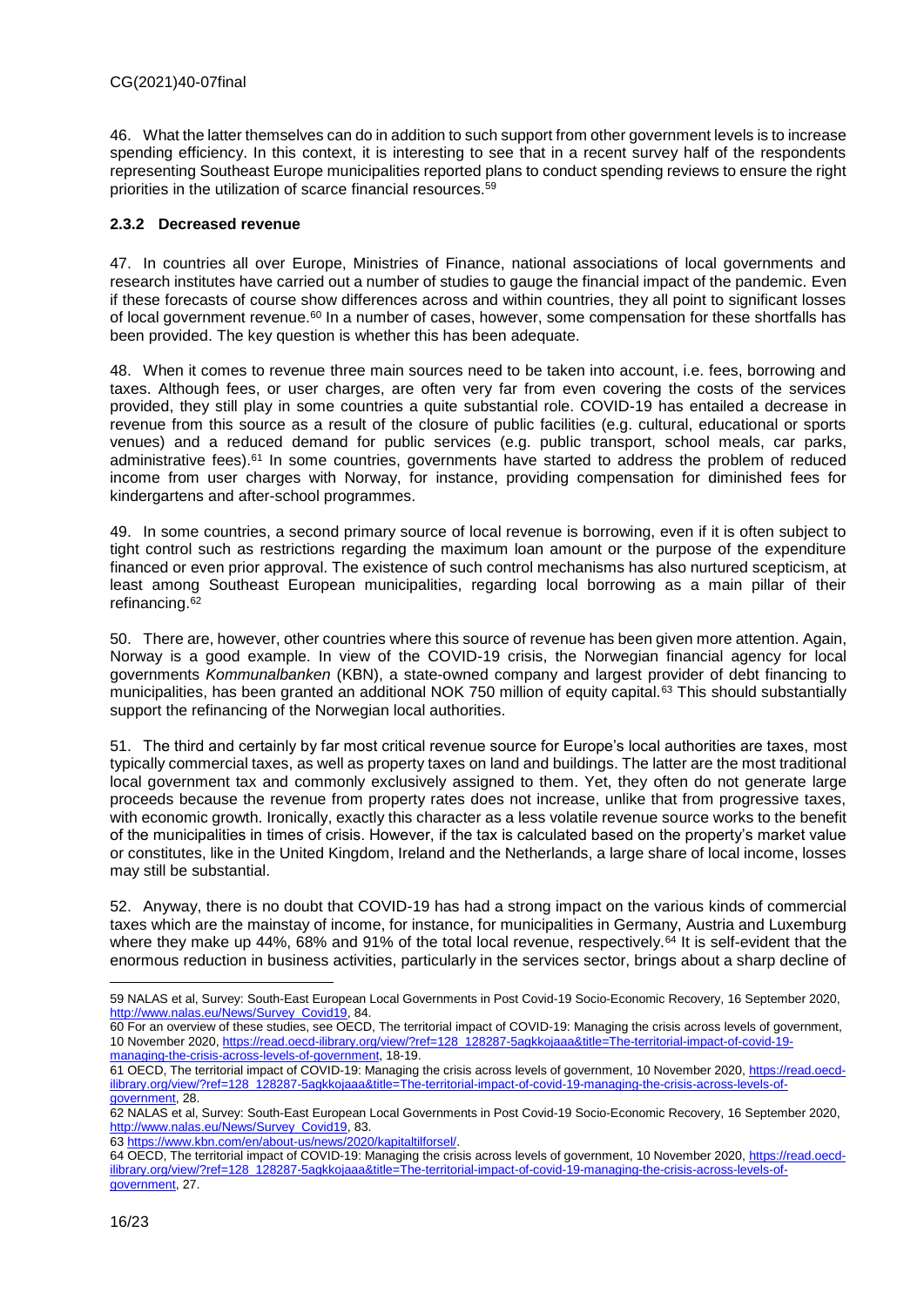46. What the latter themselves can do in addition to such support from other government levels is to increase spending efficiency. In this context, it is interesting to see that in a recent survey half of the respondents representing Southeast Europe municipalities reported plans to conduct spending reviews to ensure the right priorities in the utilization of scarce financial resources.[59]

### 2.3.2 Decreased revenue

47. In countries all over Europe, Ministries of Finance, national associations of local governments and research institutes have carried out a number of studies to gauge the financial impact of the pandemic. Even if these forecasts of course show differences across and within countries, they all point to significant losses of local government revenue.[60] In a number of cases, however, some compensation for these shortfalls has been provided. The key question is whether this has been adequate.

48. When it comes to revenue three main sources need to be taken into account, i.e. fees, borrowing and taxes. Although fees, or user charges, are often very far from even covering the costs of the services provided, they still play in some countries a quite substantial role. COVID-19 has entailed a decrease in revenue from this source as a result of the closure of public facilities (e.g. cultural, educational or sports venues) and a reduced demand for public services (e.g. public transport, school meals, car parks, administrative fees).[61] In some countries, governments have started to address the problem of reduced income from user charges with Norway, for instance, providing compensation for diminished fees for kindergartens and after-school programmes.

49. In some countries, a second primary source of local revenue is borrowing, even if it is often subject to tight control such as restrictions regarding the maximum loan amount or the purpose of the expenditure financed or even prior approval. The existence of such control mechanisms has also nurtured scepticism, at least among Southeast European municipalities, regarding local borrowing as a main pillar of their refinancing.[62]

50. There are, however, other countries where this source of revenue has been given more attention. Again, Norway is a good example. In view of the COVID-19 crisis, the Norwegian financial agency for local governments *Kommunalbanken* (KBN), a state-owned company and largest provider of debt financing to municipalities, has been granted an additional NOK 750 million of equity capital.[63] This should substantially support the refinancing of the Norwegian local authorities.

51. The third and certainly by far most critical revenue source for Europe's local authorities are taxes, most typically commercial taxes, as well as property taxes on land and buildings. The latter are the most traditional local government tax and commonly exclusively assigned to them. Yet, they often do not generate large proceeds because the revenue from property rates does not increase, unlike that from progressive taxes, with economic growth. Ironically, exactly this character as a less volatile revenue source works to the benefit of the municipalities in times of crisis. However, if the tax is calculated based on the property's market value or constitutes, like in the United Kingdom, Ireland and the Netherlands, a large share of local income, losses may still be substantial.

52. Anyway, there is no doubt that COVID-19 has had a strong impact on the various kinds of commercial taxes which are the mainstay of income, for instance, for municipalities in Germany, Austria and Luxemburg where they make up 44%, 68% and 91% of the total local revenue, respectively.[64] It is self-evident that the enormous reduction in business activities, particularly in the services sector, brings about a sharp decline of

---

59 NALAS et al, Survey: South-East European Local Governments in Post Covid-19 Socio-Economic Recovery, 16 September 2020, http://www.nalas.eu/News/Survey_Covid19, 84.

60 For an overview of these studies, see OECD, The territorial impact of COVID-19: Managing the crisis across levels of government, 10 November 2020, https://read.oecd-ilibrary.org/view/?ref=128_128287-5agkkojaaa&title=The-territorial-impact-of-covid-19-managing-the-crisis-across-levels-of-government, 18-19.

61 OECD, The territorial impact of COVID-19: Managing the crisis across levels of government, 10 November 2020, https://read.oecd-ilibrary.org/view/?ref=128_128287-5agkkojaaa&title=The-territorial-impact-of-covid-19-managing-the-crisis-across-levels-of-government, 28.

62 NALAS et al, Survey: South-East European Local Governments in Post Covid-19 Socio-Economic Recovery, 16 September 2020, http://www.nalas.eu/News/Survey_Covid19, 83.

63 https://www.kbn.com/en/about-us/news/2020/kapitaltilforsel/.

64 OECD, The territorial impact of COVID-19: Managing the crisis across levels of government, 10 November 2020, https://read.oecd-ilibrary.org/view/?ref=128_128287-5agkkojaaa&title=The-territorial-impact-of-covid-19-managing-the-crisis-across-levels-of-government, 27.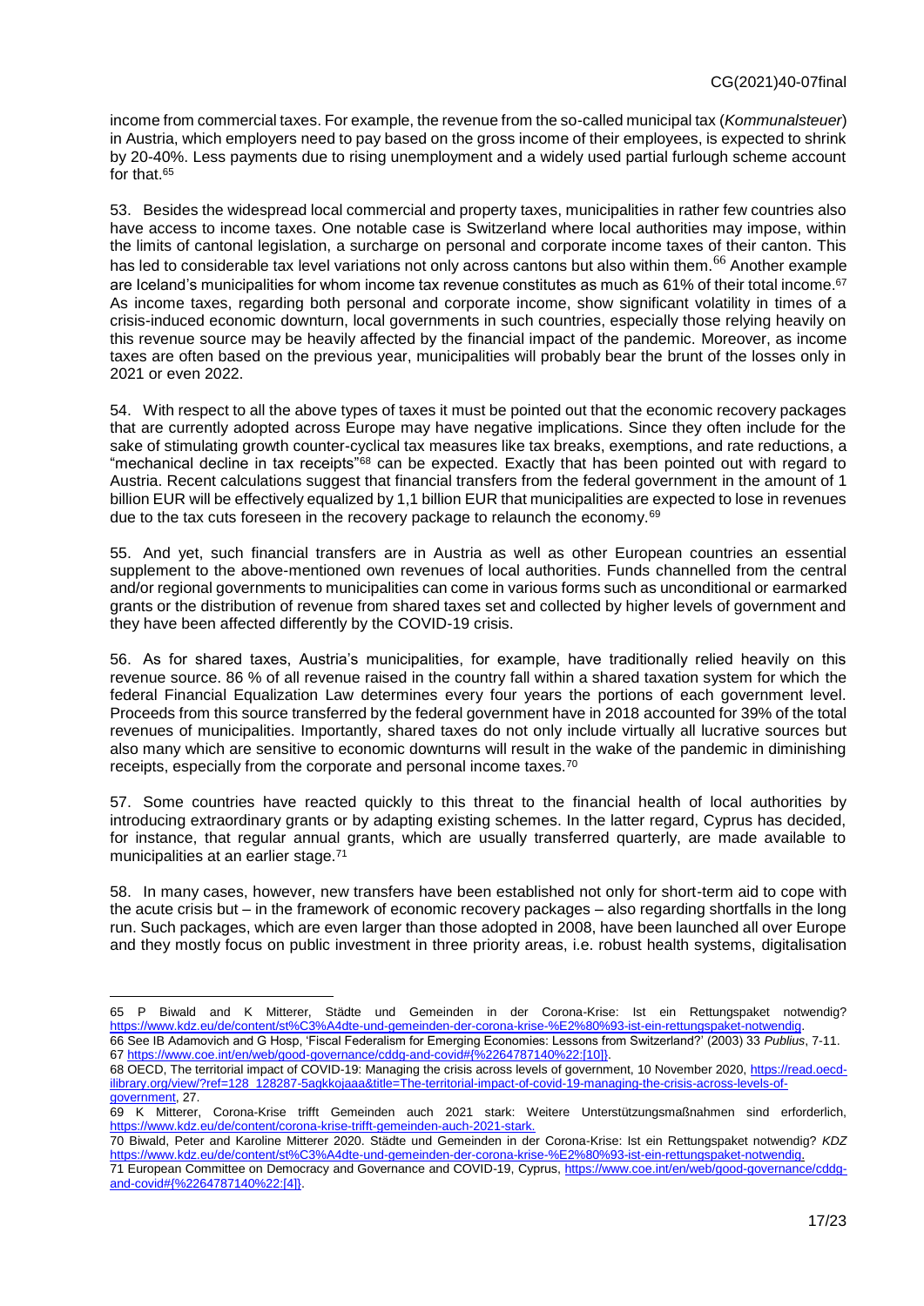income from commercial taxes. For example, the revenue from the so-called municipal tax (*Kommunalsteuer*) in Austria, which employers need to pay based on the gross income of their employees, is expected to shrink by 20-40%. Less payments due to rising unemployment and a widely used partial furlough scheme account for that.[65]

53. Besides the widespread local commercial and property taxes, municipalities in rather few countries also have access to income taxes. One notable case is Switzerland where local authorities may impose, within the limits of cantonal legislation, a surcharge on personal and corporate income taxes of their canton. This has led to considerable tax level variations not only across cantons but also within them.[66] Another example are Iceland's municipalities for whom income tax revenue constitutes as much as 61% of their total income.[67] As income taxes, regarding both personal and corporate income, show significant volatility in times of a crisis-induced economic downturn, local governments in such countries, especially those relying heavily on this revenue source may be heavily affected by the financial impact of the pandemic. Moreover, as income taxes are often based on the previous year, municipalities will probably bear the brunt of the losses only in 2021 or even 2022.

54. With respect to all the above types of taxes it must be pointed out that the economic recovery packages that are currently adopted across Europe may have negative implications. Since they often include for the sake of stimulating growth counter-cyclical tax measures like tax breaks, exemptions, and rate reductions, a "mechanical decline in tax receipts"[68] can be expected. Exactly that has been pointed out with regard to Austria. Recent calculations suggest that financial transfers from the federal government in the amount of 1 billion EUR will be effectively equalized by 1,1 billion EUR that municipalities are expected to lose in revenues due to the tax cuts foreseen in the recovery package to relaunch the economy.[69]

55. And yet, such financial transfers are in Austria as well as other European countries an essential supplement to the above-mentioned own revenues of local authorities. Funds channelled from the central and/or regional governments to municipalities can come in various forms such as unconditional or earmarked grants or the distribution of revenue from shared taxes set and collected by higher levels of government and they have been affected differently by the COVID-19 crisis.

56. As for shared taxes, Austria's municipalities, for example, have traditionally relied heavily on this revenue source. 86 % of all revenue raised in the country fall within a shared taxation system for which the federal Financial Equalization Law determines every four years the portions of each government level. Proceeds from this source transferred by the federal government have in 2018 accounted for 39% of the total revenues of municipalities. Importantly, shared taxes do not only include virtually all lucrative sources but also many which are sensitive to economic downturns will result in the wake of the pandemic in diminishing receipts, especially from the corporate and personal income taxes.[70]

57. Some countries have reacted quickly to this threat to the financial health of local authorities by introducing extraordinary grants or by adapting existing schemes. In the latter regard, Cyprus has decided, for instance, that regular annual grants, which are usually transferred quarterly, are made available to municipalities at an earlier stage.[71]

58. In many cases, however, new transfers have been established not only for short-term aid to cope with the acute crisis but – in the framework of economic recovery packages – also regarding shortfalls in the long run. Such packages, which are even larger than those adopted in 2008, have been launched all over Europe and they mostly focus on public investment in three priority areas, i.e. robust health systems, digitalisation

---

65 P Biwald and K Mitterer, Städte und Gemeinden in der Corona-Krise: Ist ein Rettungspaket notwendig? https://www.kdz.eu/de/content/st%C3%A4dte-und-gemeinden-der-corona-krise-%E2%80%93-ist-ein-rettungspaket-notwendig.

66 See IB Adamovich and G Hosp, 'Fiscal Federalism for Emerging Economies: Lessons from Switzerland?' (2003) 33 *Publius*, 7-11.

67 https://www.coe.int/en/web/good-governance/cddg-and-covid#{%2264787140%22:[10]}.

68 OECD, The territorial impact of COVID-19: Managing the crisis across levels of government, 10 November 2020, https://read.oecd-ilibrary.org/view/?ref=128_128287-5agkkojaaa&title=The-territorial-impact-of-covid-19-managing-the-crisis-across-levels-of-government, 27.

69 K Mitterer, Corona-Krise trifft Gemeinden auch 2021 stark: Weitere Unterstützungsmaßnahmen sind erforderlich, https://www.kdz.eu/de/content/corona-krise-trifft-gemeinden-auch-2021-stark.

70 Biwald, Peter and Karoline Mitterer 2020. Städte und Gemeinden in der Corona-Krise: Ist ein Rettungspaket notwendig? *KDZ* https://www.kdz.eu/de/content/st%C3%A4dte-und-gemeinden-der-corona-krise-%E2%80%93-ist-ein-rettungspaket-notwendig.

71 European Committee on Democracy and Governance and COVID-19, Cyprus, https://www.coe.int/en/web/good-governance/cddg-and-covid#{%2264787140%22:[4]}.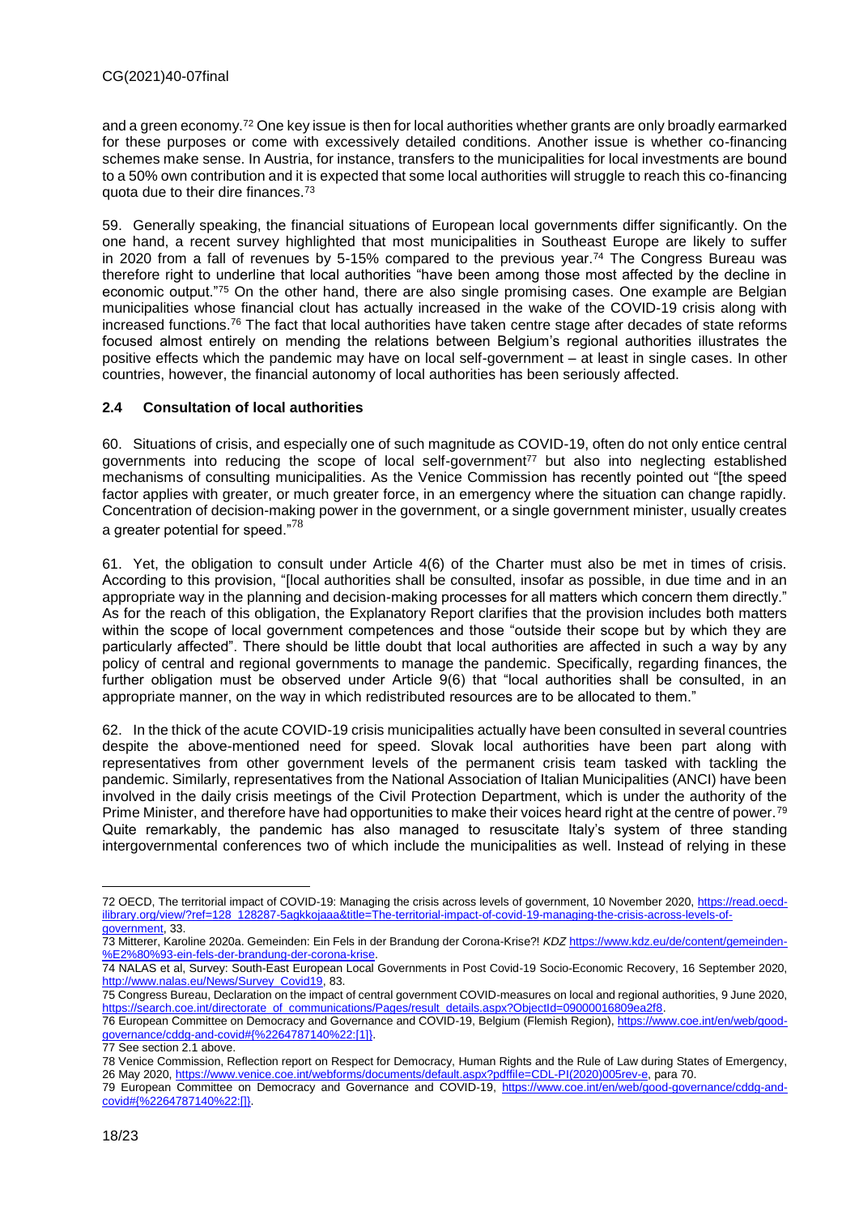and a green economy.[72] One key issue is then for local authorities whether grants are only broadly earmarked for these purposes or come with excessively detailed conditions. Another issue is whether co-financing schemes make sense. In Austria, for instance, transfers to the municipalities for local investments are bound to a 50% own contribution and it is expected that some local authorities will struggle to reach this co-financing quota due to their dire finances.[73]

59. Generally speaking, the financial situations of European local governments differ significantly. On the one hand, a recent survey highlighted that most municipalities in Southeast Europe are likely to suffer in 2020 from a fall of revenues by 5-15% compared to the previous year.[74] The Congress Bureau was therefore right to underline that local authorities "have been among those most affected by the decline in economic output."[75] On the other hand, there are also single promising cases. One example are Belgian municipalities whose financial clout has actually increased in the wake of the COVID-19 crisis along with increased functions.[76] The fact that local authorities have taken centre stage after decades of state reforms focused almost entirely on mending the relations between Belgium's regional authorities illustrates the positive effects which the pandemic may have on local self-government – at least in single cases. In other countries, however, the financial autonomy of local authorities has been seriously affected.

### 2.4 Consultation of local authorities

60. Situations of crisis, and especially one of such magnitude as COVID-19, often do not only entice central governments into reducing the scope of local self-government[77] but also into neglecting established mechanisms of consulting municipalities. As the Venice Commission has recently pointed out "[the speed factor applies with greater, or much greater force, in an emergency where the situation can change rapidly. Concentration of decision-making power in the government, or a single government minister, usually creates a greater potential for speed."[78]

61. Yet, the obligation to consult under Article 4(6) of the Charter must also be met in times of crisis. According to this provision, "[local authorities shall be consulted, insofar as possible, in due time and in an appropriate way in the planning and decision-making processes for all matters which concern them directly." As for the reach of this obligation, the Explanatory Report clarifies that the provision includes both matters within the scope of local government competences and those "outside their scope but by which they are particularly affected". There should be little doubt that local authorities are affected in such a way by any policy of central and regional governments to manage the pandemic. Specifically, regarding finances, the further obligation must be observed under Article 9(6) that "local authorities shall be consulted, in an appropriate manner, on the way in which redistributed resources are to be allocated to them."

62. In the thick of the acute COVID-19 crisis municipalities actually have been consulted in several countries despite the above-mentioned need for speed. Slovak local authorities have been part along with representatives from other government levels of the permanent crisis team tasked with tackling the pandemic. Similarly, representatives from the National Association of Italian Municipalities (ANCI) have been involved in the daily crisis meetings of the Civil Protection Department, which is under the authority of the Prime Minister, and therefore have had opportunities to make their voices heard right at the centre of power.[79] Quite remarkably, the pandemic has also managed to resuscitate Italy's system of three standing intergovernmental conferences two of which include the municipalities as well. Instead of relying in these

---

72 OECD, The territorial impact of COVID-19: Managing the crisis across levels of government, 10 November 2020, https://read.oecd-ilibrary.org/view/?ref=128_128287-5agkkojaaa&title=The-territorial-impact-of-covid-19-managing-the-crisis-across-levels-of-government, 33.

73 Mitterer, Karoline 2020a. Gemeinden: Ein Fels in der Brandung der Corona-Krise?! *KDZ* https://www.kdz.eu/de/content/gemeinden-%E2%80%93-ein-fels-der-brandung-der-corona-krise.

74 NALAS et al, Survey: South-East European Local Governments in Post Covid-19 Socio-Economic Recovery, 16 September 2020, http://www.nalas.eu/News/Survey_Covid19, 83.

75 Congress Bureau, Declaration on the impact of central government COVID-measures on local and regional authorities, 9 June 2020, https://search.coe.int/directorate_of_communications/Pages/result_details.aspx?ObjectId=09000016809ea2f8.

76 European Committee on Democracy and Governance and COVID-19, Belgium (Flemish Region), https://www.coe.int/en/web/good-governance/cddg-and-covid#{%2264787140%22:[1]}.

77 See section 2.1 above.

78 Venice Commission, Reflection report on Respect for Democracy, Human Rights and the Rule of Law during States of Emergency, 26 May 2020, https://www.venice.coe.int/webforms/documents/default.aspx?pdffile=CDL-PI(2020)005rev-e, para 70.

79 European Committee on Democracy and Governance and COVID-19, https://www.coe.int/en/web/good-governance/cddg-and-covid#{%2264787140%22:[]}.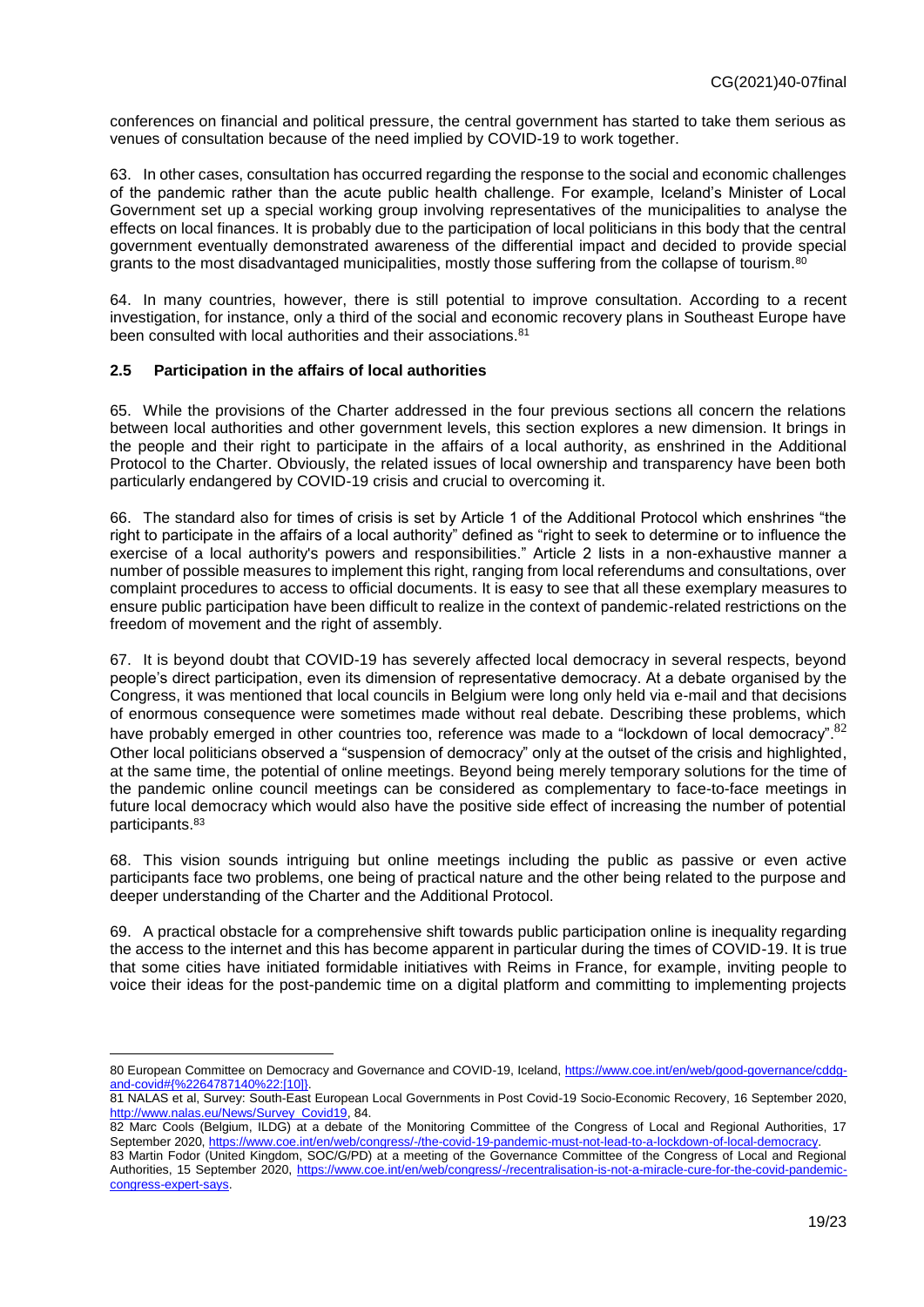conferences on financial and political pressure, the central government has started to take them serious as venues of consultation because of the need implied by COVID-19 to work together.

63. In other cases, consultation has occurred regarding the response to the social and economic challenges of the pandemic rather than the acute public health challenge. For example, Iceland's Minister of Local Government set up a special working group involving representatives of the municipalities to analyse the effects on local finances. It is probably due to the participation of local politicians in this body that the central government eventually demonstrated awareness of the differential impact and decided to provide special grants to the most disadvantaged municipalities, mostly those suffering from the collapse of tourism.[80]

64. In many countries, however, there is still potential to improve consultation. According to a recent investigation, for instance, only a third of the social and economic recovery plans in Southeast Europe have been consulted with local authorities and their associations.[81]

### 2.5 Participation in the affairs of local authorities

65. While the provisions of the Charter addressed in the four previous sections all concern the relations between local authorities and other government levels, this section explores a new dimension. It brings in the people and their right to participate in the affairs of a local authority, as enshrined in the Additional Protocol to the Charter. Obviously, the related issues of local ownership and transparency have been both particularly endangered by COVID-19 crisis and crucial to overcoming it.

66. The standard also for times of crisis is set by Article 1 of the Additional Protocol which enshrines "the right to participate in the affairs of a local authority" defined as "right to seek to determine or to influence the exercise of a local authority's powers and responsibilities." Article 2 lists in a non-exhaustive manner a number of possible measures to implement this right, ranging from local referendums and consultations, over complaint procedures to access to official documents. It is easy to see that all these exemplary measures to ensure public participation have been difficult to realize in the context of pandemic-related restrictions on the freedom of movement and the right of assembly.

67. It is beyond doubt that COVID-19 has severely affected local democracy in several respects, beyond people's direct participation, even its dimension of representative democracy. At a debate organised by the Congress, it was mentioned that local councils in Belgium were long only held via e-mail and that decisions of enormous consequence were sometimes made without real debate. Describing these problems, which have probably emerged in other countries too, reference was made to a "lockdown of local democracy".[82] Other local politicians observed a "suspension of democracy" only at the outset of the crisis and highlighted, at the same time, the potential of online meetings. Beyond being merely temporary solutions for the time of the pandemic online council meetings can be considered as complementary to face-to-face meetings in future local democracy which would also have the positive side effect of increasing the number of potential participants.[83]

68. This vision sounds intriguing but online meetings including the public as passive or even active participants face two problems, one being of practical nature and the other being related to the purpose and deeper understanding of the Charter and the Additional Protocol.

69. A practical obstacle for a comprehensive shift towards public participation online is inequality regarding the access to the internet and this has become apparent in particular during the times of COVID-19. It is true that some cities have initiated formidable initiatives with Reims in France, for example, inviting people to voice their ideas for the post-pandemic time on a digital platform and committing to implementing projects

---

80 European Committee on Democracy and Governance and COVID-19, Iceland, https://www.coe.int/en/web/good-governance/cddg-and-covid#{%2264787140%22:[10]}.

81 NALAS et al, Survey: South-East European Local Governments in Post Covid-19 Socio-Economic Recovery, 16 September 2020, http://www.nalas.eu/News/Survey_Covid19, 84.

82 Marc Cools (Belgium, ILDG) at a debate of the Monitoring Committee of the Congress of Local and Regional Authorities, 17 September 2020, https://www.coe.int/en/web/congress/-/the-covid-19-pandemic-must-not-lead-to-a-lockdown-of-local-democracy.

83 Martin Fodor (United Kingdom, SOC/G/PD) at a meeting of the Governance Committee of the Congress of Local and Regional Authorities, 15 September 2020, https://www.coe.int/en/web/congress/-/recentralisation-is-not-a-miracle-cure-for-the-covid-pandemic-congress-expert-says.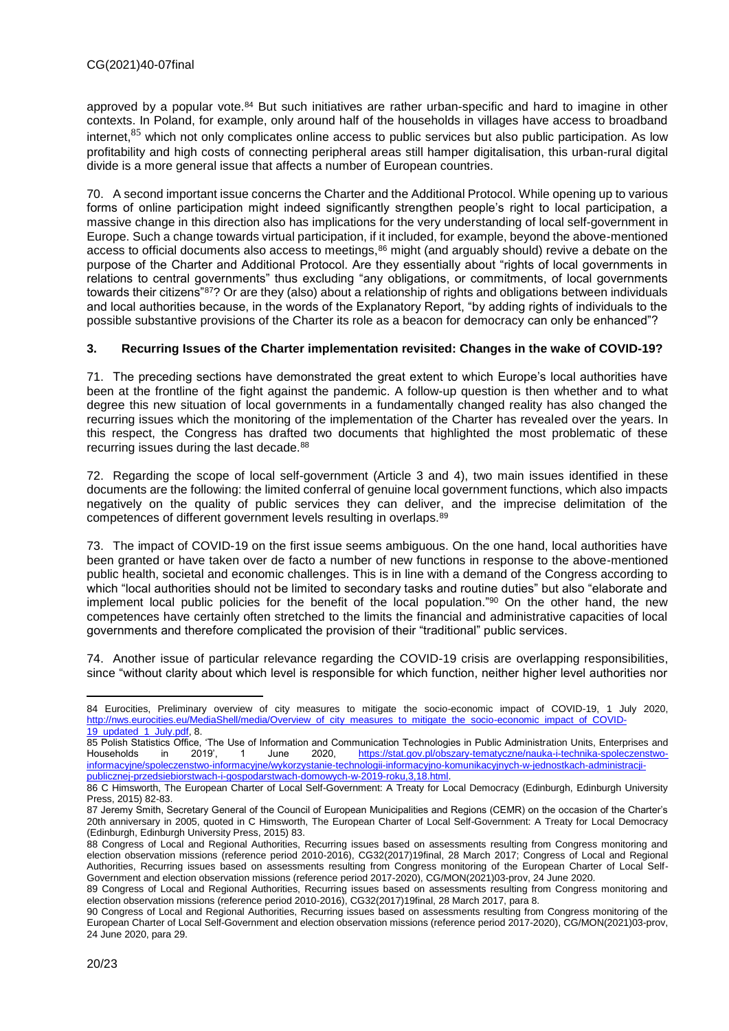approved by a popular vote.[84] But such initiatives are rather urban-specific and hard to imagine in other contexts. In Poland, for example, only around half of the households in villages have access to broadband internet,[85] which not only complicates online access to public services but also public participation. As low profitability and high costs of connecting peripheral areas still hamper digitalisation, this urban-rural digital divide is a more general issue that affects a number of European countries.

70. A second important issue concerns the Charter and the Additional Protocol. While opening up to various forms of online participation might indeed significantly strengthen people's right to local participation, a massive change in this direction also has implications for the very understanding of local self-government in Europe. Such a change towards virtual participation, if it included, for example, beyond the above-mentioned access to official documents also access to meetings,[86] might (and arguably should) revive a debate on the purpose of the Charter and Additional Protocol. Are they essentially about "rights of local governments in relations to central governments" thus excluding "any obligations, or commitments, of local governments towards their citizens"[87]? Or are they (also) about a relationship of rights and obligations between individuals and local authorities because, in the words of the Explanatory Report, "by adding rights of individuals to the possible substantive provisions of the Charter its role as a beacon for democracy can only be enhanced"?

### 3. Recurring Issues of the Charter implementation revisited: Changes in the wake of COVID-19?

71. The preceding sections have demonstrated the great extent to which Europe's local authorities have been at the frontline of the fight against the pandemic. A follow-up question is then whether and to what degree this new situation of local governments in a fundamentally changed reality has also changed the recurring issues which the monitoring of the implementation of the Charter has revealed over the years. In this respect, the Congress has drafted two documents that highlighted the most problematic of these recurring issues during the last decade.[88]

72. Regarding the scope of local self-government (Article 3 and 4), two main issues identified in these documents are the following: the limited conferral of genuine local government functions, which also impacts negatively on the quality of public services they can deliver, and the imprecise delimitation of the competences of different government levels resulting in overlaps.[89]

73. The impact of COVID-19 on the first issue seems ambiguous. On the one hand, local authorities have been granted or have taken over de facto a number of new functions in response to the above-mentioned public health, societal and economic challenges. This is in line with a demand of the Congress according to which "local authorities should not be limited to secondary tasks and routine duties" but also "elaborate and implement local public policies for the benefit of the local population."[90] On the other hand, the new competences have certainly often stretched to the limits the financial and administrative capacities of local governments and therefore complicated the provision of their "traditional" public services.

74. Another issue of particular relevance regarding the COVID-19 crisis are overlapping responsibilities, since "without clarity about which level is responsible for which function, neither higher level authorities nor

---

84 Eurocities, Preliminary overview of city measures to mitigate the socio-economic impact of COVID-19, 1 July 2020, http://nws.eurocities.eu/MediaShell/media/Overview_of_city_measures_to_mitigate_the_socio-economic_impact_of_COVID-19_updated_1_July.pdf, 8.

85 Polish Statistics Office, 'The Use of Information and Communication Technologies in Public Administration Units, Enterprises and Households in 2019', 1 June 2020, https://stat.gov.pl/obszary-tematyczne/nauka-i-technika-spoleczenstwo-informacyjne/spoleczenstwo-informacyjne/wykorzystanie-technologii-informacyjno-komunikacyjnych-w-jednostkach-administracji-publicznej-przedsiebiorstwach-i-gospodarstwach-domowych-w-2019-roku,3,18.html.

86 C Himsworth, The European Charter of Local Self-Government: A Treaty for Local Democracy (Edinburgh, Edinburgh University Press, 2015) 82-83.

87 Jeremy Smith, Secretary General of the Council of European Municipalities and Regions (CEMR) on the occasion of the Charter's 20th anniversary in 2005, quoted in C Himsworth, The European Charter of Local Self-Government: A Treaty for Local Democracy (Edinburgh, Edinburgh University Press, 2015) 83.

88 Congress of Local and Regional Authorities, Recurring issues based on assessments resulting from Congress monitoring and election observation missions (reference period 2010-2016), CG32(2017)19final, 28 March 2017; Congress of Local and Regional Authorities, Recurring issues based on assessments resulting from Congress monitoring of the European Charter of Local Self-Government and election observation missions (reference period 2017-2020), CG/MON(2021)03-prov, 24 June 2020.

89 Congress of Local and Regional Authorities, Recurring issues based on assessments resulting from Congress monitoring and election observation missions (reference period 2010-2016), CG32(2017)19final, 28 March 2017, para 8.

90 Congress of Local and Regional Authorities, Recurring issues based on assessments resulting from Congress monitoring of the European Charter of Local Self-Government and election observation missions (reference period 2017-2020), CG/MON(2021)03-prov, 24 June 2020, para 29.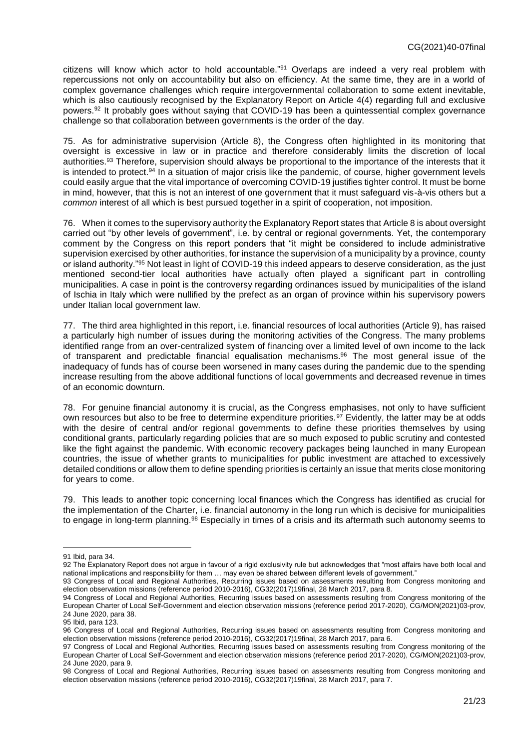citizens will know which actor to hold accountable."[91] Overlaps are indeed a very real problem with repercussions not only on accountability but also on efficiency. At the same time, they are in a world of complex governance challenges which require intergovernmental collaboration to some extent inevitable, which is also cautiously recognised by the Explanatory Report on Article 4(4) regarding full and exclusive powers.[92] It probably goes without saying that COVID-19 has been a quintessential complex governance challenge so that collaboration between governments is the order of the day.

75. As for administrative supervision (Article 8), the Congress often highlighted in its monitoring that oversight is excessive in law or in practice and therefore considerably limits the discretion of local authorities.[93] Therefore, supervision should always be proportional to the importance of the interests that it is intended to protect.[94] In a situation of major crisis like the pandemic, of course, higher government levels could easily argue that the vital importance of overcoming COVID-19 justifies tighter control. It must be borne in mind, however, that this is not an interest of one government that it must safeguard vis-à-vis others but a *common* interest of all which is best pursued together in a spirit of cooperation, not imposition.

76. When it comes to the supervisory authority the Explanatory Report states that Article 8 is about oversight carried out "by other levels of government", i.e. by central or regional governments. Yet, the contemporary comment by the Congress on this report ponders that "it might be considered to include administrative supervision exercised by other authorities, for instance the supervision of a municipality by a province, county or island authority."[95] Not least in light of COVID-19 this indeed appears to deserve consideration, as the just mentioned second-tier local authorities have actually often played a significant part in controlling municipalities. A case in point is the controversy regarding ordinances issued by municipalities of the island of Ischia in Italy which were nullified by the prefect as an organ of province within his supervisory powers under Italian local government law.

77. The third area highlighted in this report, i.e. financial resources of local authorities (Article 9), has raised a particularly high number of issues during the monitoring activities of the Congress. The many problems identified range from an over-centralized system of financing over a limited level of own income to the lack of transparent and predictable financial equalisation mechanisms.[96] The most general issue of the inadequacy of funds has of course been worsened in many cases during the pandemic due to the spending increase resulting from the above additional functions of local governments and decreased revenue in times of an economic downturn.

78. For genuine financial autonomy it is crucial, as the Congress emphasises, not only to have sufficient own resources but also to be free to determine expenditure priorities.[97] Evidently, the latter may be at odds with the desire of central and/or regional governments to define these priorities themselves by using conditional grants, particularly regarding policies that are so much exposed to public scrutiny and contested like the fight against the pandemic. With economic recovery packages being launched in many European countries, the issue of whether grants to municipalities for public investment are attached to excessively detailed conditions or allow them to define spending priorities is certainly an issue that merits close monitoring for years to come.

79. This leads to another topic concerning local finances which the Congress has identified as crucial for the implementation of the Charter, i.e. financial autonomy in the long run which is decisive for municipalities to engage in long-term planning.[98] Especially in times of a crisis and its aftermath such autonomy seems to

---

91 Ibid, para 34.

92 The Explanatory Report does not argue in favour of a rigid exclusivity rule but acknowledges that "most affairs have both local and national implications and responsibility for them … may even be shared between different levels of government."

93 Congress of Local and Regional Authorities, Recurring issues based on assessments resulting from Congress monitoring and election observation missions (reference period 2010-2016), CG32(2017)19final, 28 March 2017, para 8.

94 Congress of Local and Regional Authorities, Recurring issues based on assessments resulting from Congress monitoring of the European Charter of Local Self-Government and election observation missions (reference period 2017-2020), CG/MON(2021)03-prov, 24 June 2020, para 38.

95 Ibid, para 123.

96 Congress of Local and Regional Authorities, Recurring issues based on assessments resulting from Congress monitoring and election observation missions (reference period 2010-2016), CG32(2017)19final, 28 March 2017, para 6.

97 Congress of Local and Regional Authorities, Recurring issues based on assessments resulting from Congress monitoring of the European Charter of Local Self-Government and election observation missions (reference period 2017-2020), CG/MON(2021)03-prov, 24 June 2020, para 9.

98 Congress of Local and Regional Authorities, Recurring issues based on assessments resulting from Congress monitoring and election observation missions (reference period 2010-2016), CG32(2017)19final, 28 March 2017, para 7.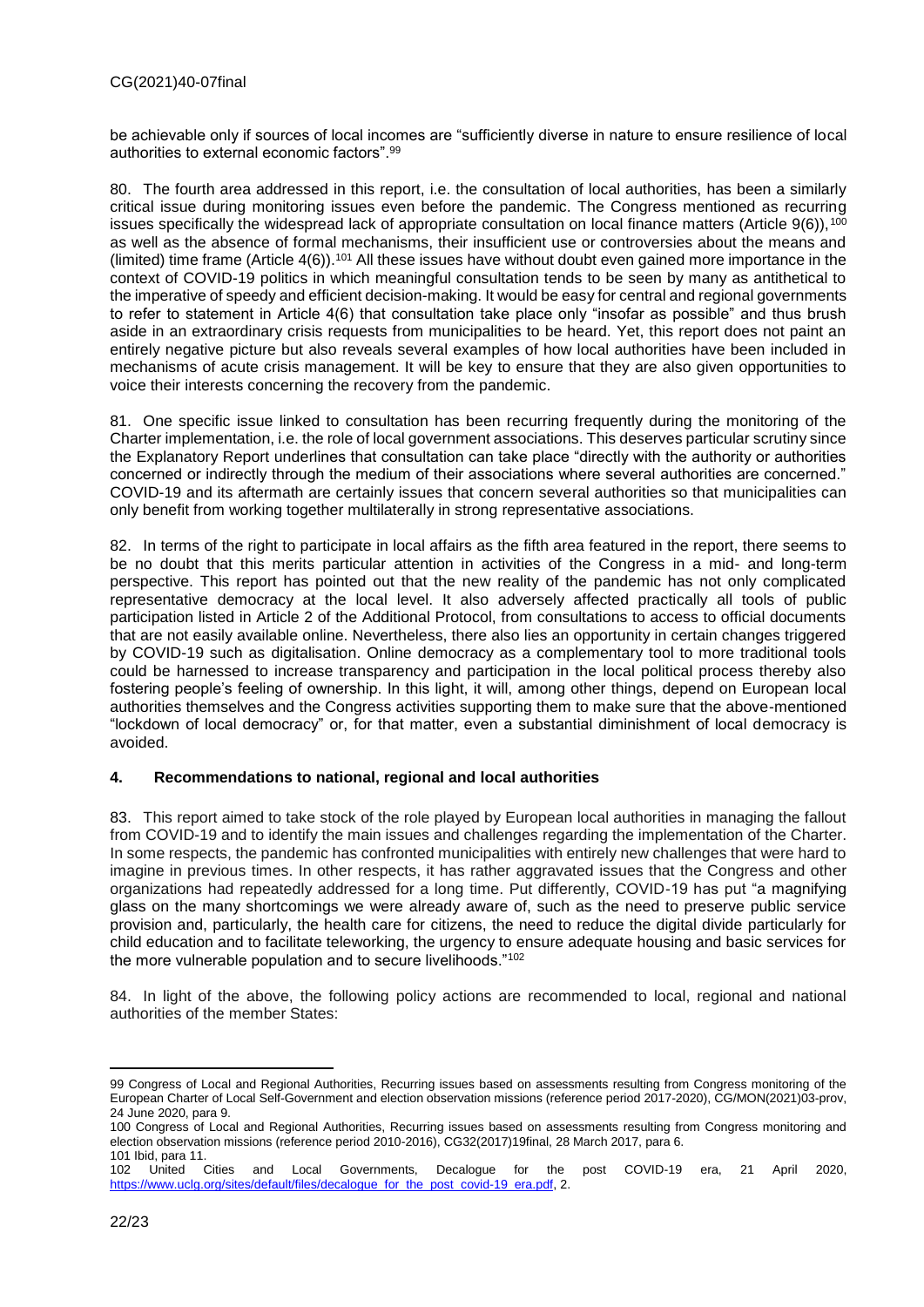be achievable only if sources of local incomes are "sufficiently diverse in nature to ensure resilience of local authorities to external economic factors".[99]

80. The fourth area addressed in this report, i.e. the consultation of local authorities, has been a similarly critical issue during monitoring issues even before the pandemic. The Congress mentioned as recurring issues specifically the widespread lack of appropriate consultation on local finance matters (Article 9(6)),[100] as well as the absence of formal mechanisms, their insufficient use or controversies about the means and (limited) time frame (Article 4(6)).[101] All these issues have without doubt even gained more importance in the context of COVID-19 politics in which meaningful consultation tends to be seen by many as antithetical to the imperative of speedy and efficient decision-making. It would be easy for central and regional governments to refer to statement in Article 4(6) that consultation take place only "insofar as possible" and thus brush aside in an extraordinary crisis requests from municipalities to be heard. Yet, this report does not paint an entirely negative picture but also reveals several examples of how local authorities have been included in mechanisms of acute crisis management. It will be key to ensure that they are also given opportunities to voice their interests concerning the recovery from the pandemic.

81. One specific issue linked to consultation has been recurring frequently during the monitoring of the Charter implementation, i.e. the role of local government associations. This deserves particular scrutiny since the Explanatory Report underlines that consultation can take place "directly with the authority or authorities concerned or indirectly through the medium of their associations where several authorities are concerned." COVID-19 and its aftermath are certainly issues that concern several authorities so that municipalities can only benefit from working together multilaterally in strong representative associations.

82. In terms of the right to participate in local affairs as the fifth area featured in the report, there seems to be no doubt that this merits particular attention in activities of the Congress in a mid- and long-term perspective. This report has pointed out that the new reality of the pandemic has not only complicated representative democracy at the local level. It also adversely affected practically all tools of public participation listed in Article 2 of the Additional Protocol, from consultations to access to official documents that are not easily available online. Nevertheless, there also lies an opportunity in certain changes triggered by COVID-19 such as digitalisation. Online democracy as a complementary tool to more traditional tools could be harnessed to increase transparency and participation in the local political process thereby also fostering people's feeling of ownership. In this light, it will, among other things, depend on European local authorities themselves and the Congress activities supporting them to make sure that the above-mentioned "lockdown of local democracy" or, for that matter, even a substantial diminishment of local democracy is avoided.

## 4. Recommendations to national, regional and local authorities

83. This report aimed to take stock of the role played by European local authorities in managing the fallout from COVID-19 and to identify the main issues and challenges regarding the implementation of the Charter. In some respects, the pandemic has confronted municipalities with entirely new challenges that were hard to imagine in previous times. In other respects, it has rather aggravated issues that the Congress and other organizations had repeatedly addressed for a long time. Put differently, COVID-19 has put "a magnifying glass on the many shortcomings we were already aware of, such as the need to preserve public service provision and, particularly, the health care for citizens, the need to reduce the digital divide particularly for child education and to facilitate teleworking, the urgency to ensure adequate housing and basic services for the more vulnerable population and to secure livelihoods."[102]

84. In light of the above, the following policy actions are recommended to local, regional and national authorities of the member States:

---

99 Congress of Local and Regional Authorities, Recurring issues based on assessments resulting from Congress monitoring of the European Charter of Local Self-Government and election observation missions (reference period 2017-2020), CG/MON(2021)03-prov, 24 June 2020, para 9.

100 Congress of Local and Regional Authorities, Recurring issues based on assessments resulting from Congress monitoring and election observation missions (reference period 2010-2016), CG32(2017)19final, 28 March 2017, para 6.

101 Ibid, para 11.

102 United Cities and Local Governments, Decalogue for the post COVID-19 era, 21 April 2020, https://www.uclg.org/sites/default/files/decalogue_for_the_post_covid-19_era.pdf, 2.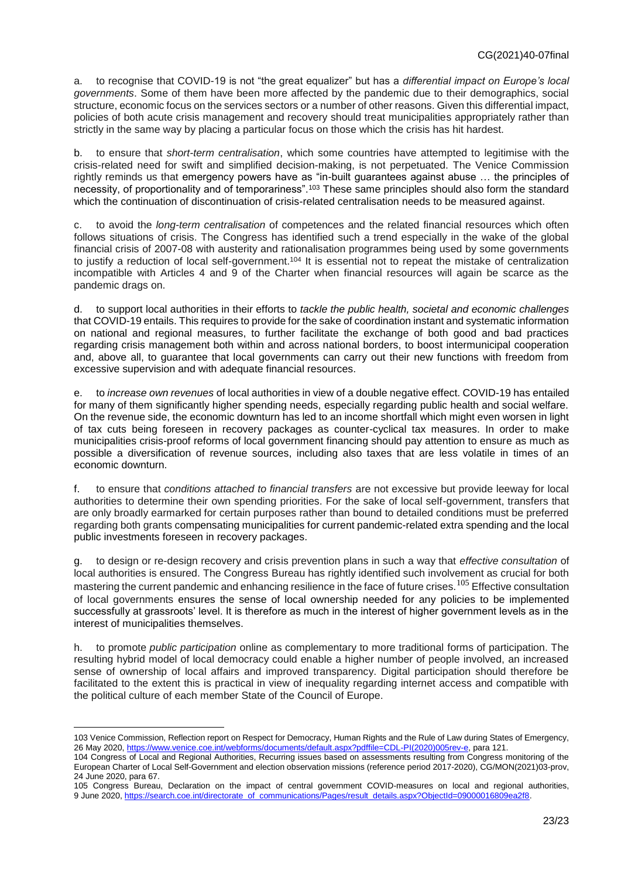a. to recognise that COVID-19 is not "the great equalizer" but has a *differential impact on Europe's local governments*. Some of them have been more affected by the pandemic due to their demographics, social structure, economic focus on the services sectors or a number of other reasons. Given this differential impact, policies of both acute crisis management and recovery should treat municipalities appropriately rather than strictly in the same way by placing a particular focus on those which the crisis has hit hardest.

b. to ensure that *short-term centralisation*, which some countries have attempted to legitimise with the crisis-related need for swift and simplified decision-making, is not perpetuated. The Venice Commission rightly reminds us that emergency powers have as "in-built guarantees against abuse … the principles of necessity, of proportionality and of temporariness".[103] These same principles should also form the standard which the continuation of discontinuation of crisis-related centralisation needs to be measured against.

c. to avoid the *long-term centralisation* of competences and the related financial resources which often follows situations of crisis. The Congress has identified such a trend especially in the wake of the global financial crisis of 2007-08 with austerity and rationalisation programmes being used by some governments to justify a reduction of local self-government.[104] It is essential not to repeat the mistake of centralization incompatible with Articles 4 and 9 of the Charter when financial resources will again be scarce as the pandemic drags on.

d. to support local authorities in their efforts to *tackle the public health, societal and economic challenges* that COVID-19 entails. This requires to provide for the sake of coordination instant and systematic information on national and regional measures, to further facilitate the exchange of both good and bad practices regarding crisis management both within and across national borders, to boost intermunicipal cooperation and, above all, to guarantee that local governments can carry out their new functions with freedom from excessive supervision and with adequate financial resources.

e. to *increase own revenues* of local authorities in view of a double negative effect. COVID-19 has entailed for many of them significantly higher spending needs, especially regarding public health and social welfare. On the revenue side, the economic downturn has led to an income shortfall which might even worsen in light of tax cuts being foreseen in recovery packages as counter-cyclical tax measures. In order to make municipalities crisis-proof reforms of local government financing should pay attention to ensure as much as possible a diversification of revenue sources, including also taxes that are less volatile in times of an economic downturn.

f. to ensure that *conditions attached to financial transfers* are not excessive but provide leeway for local authorities to determine their own spending priorities. For the sake of local self-government, transfers that are only broadly earmarked for certain purposes rather than bound to detailed conditions must be preferred regarding both grants compensating municipalities for current pandemic-related extra spending and the local public investments foreseen in recovery packages.

g. to design or re-design recovery and crisis prevention plans in such a way that *effective consultation* of local authorities is ensured. The Congress Bureau has rightly identified such involvement as crucial for both mastering the current pandemic and enhancing resilience in the face of future crises.[105] Effective consultation of local governments ensures the sense of local ownership needed for any policies to be implemented successfully at grassroots' level. It is therefore as much in the interest of higher government levels as in the interest of municipalities themselves.

h. to promote *public participation* online as complementary to more traditional forms of participation. The resulting hybrid model of local democracy could enable a higher number of people involved, an increased sense of ownership of local affairs and improved transparency. Digital participation should therefore be facilitated to the extent this is practical in view of inequality regarding internet access and compatible with the political culture of each member State of the Council of Europe.

---

103 Venice Commission, Reflection report on Respect for Democracy, Human Rights and the Rule of Law during States of Emergency, 26 May 2020, https://www.venice.coe.int/webforms/documents/default.aspx?pdffile=CDL-PI(2020)005rev-e, para 121.

104 Congress of Local and Regional Authorities, Recurring issues based on assessments resulting from Congress monitoring of the European Charter of Local Self-Government and election observation missions (reference period 2017-2020), CG/MON(2021)03-prov, 24 June 2020, para 67.

105 Congress Bureau, Declaration on the impact of central government COVID-measures on local and regional authorities, 9 June 2020, https://search.coe.int/directorate_of_communications/Pages/result_details.aspx?ObjectId=09000016809ea2f8.